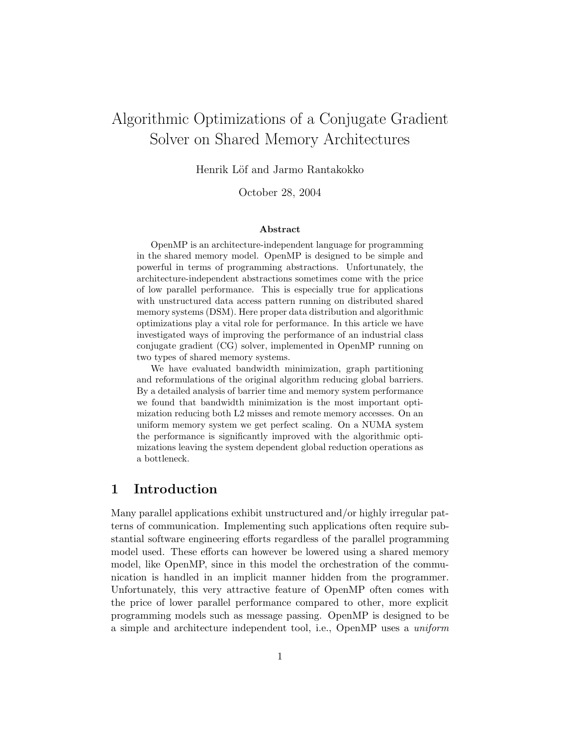# Algorithmic Optimizations of a Conjugate Gradient Solver on Shared Memory Architectures

Henrik Löf and Jarmo Rantakokko

October 28, 2004

**Abstract**

OpenMP is an architecture-independent language for programming in the shared memory model. OpenMP is designed to be simple and powerful in terms of programming abstractions. Unfortunately, the architecture-independent abstractions sometimes come with the price of low parallel performance. This is especially true for applications with unstructured data access pattern running on distributed shared memory systems (DSM). Here proper data distribution and algorithmic optimizations play a vital role for performance. In this article we have investigated ways of improving the performance of an industrial class conjugate gradient (CG) solver, implemented in OpenMP running on two types of shared memory systems.

We have evaluated bandwidth minimization, graph partitioning and reformulations of the original algorithm reducing global barriers. By a detailed analysis of barrier time and memory system performance we found that bandwidth minimization is the most important optimization reducing both L2 misses and remote memory accesses. On an uniform memory system we get perfect scaling. On a NUMA system the performance is significantly improved with the algorithmic optimizations leaving the system dependent global reduction operations as a bottleneck.

## 1 Introduction

Many parallel applications exhibit unstructured and/or highly irregular patterns of communication. Implementing such applications often require substantial software engineering efforts regardless of the parallel programming model used. These efforts can however be lowered using a shared memory model, like OpenMP, since in this model the orchestration of the communication is handled in an implicit manner hidden from the programmer. Unfortunately, this very attractive feature of OpenMP often comes with the price of lower parallel performance compared to other, more explicit programming models such as message passing. OpenMP is designed to be a simple and architecture independent tool, i.e., OpenMP uses a *uniform*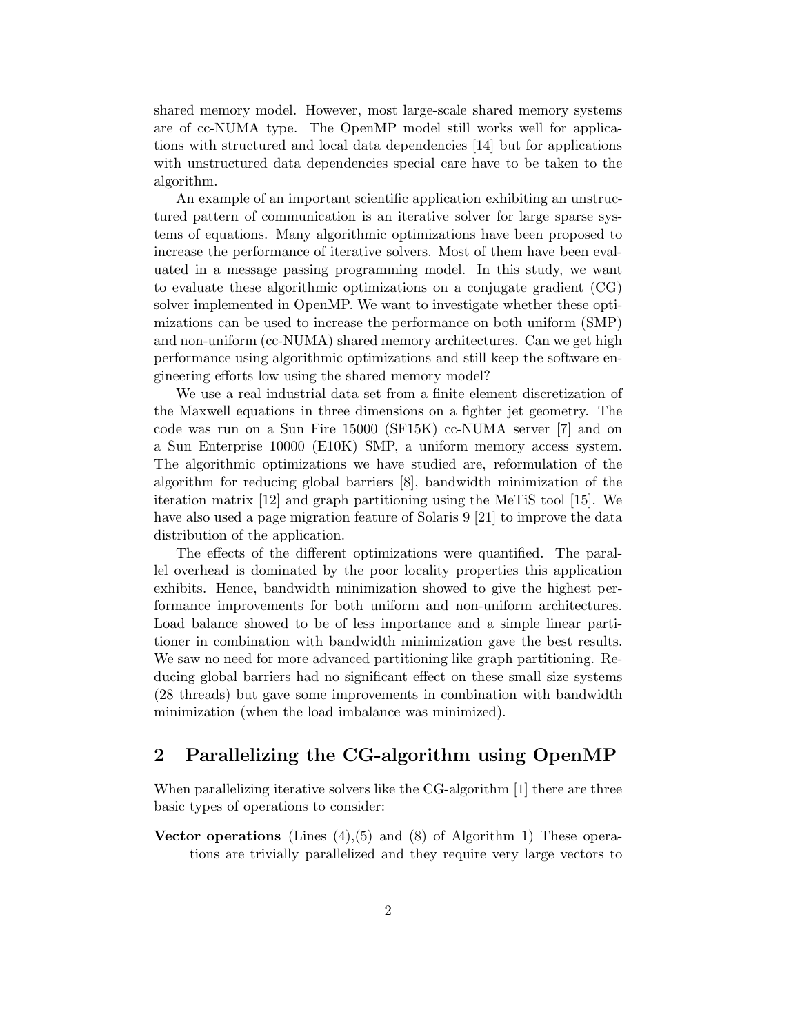shared memory model. However, most large-scale shared memory systems are of cc-NUMA type. The OpenMP model still works well for applications with structured and local data dependencies [14] but for applications with unstructured data dependencies special care have to be taken to the algorithm.

An example of an important scientific application exhibiting an unstructured pattern of communication is an iterative solver for large sparse systems of equations. Many algorithmic optimizations have been proposed to increase the performance of iterative solvers. Most of them have been evaluated in a message passing programming model. In this study, we want to evaluate these algorithmic optimizations on a conjugate gradient (CG) solver implemented in OpenMP. We want to investigate whether these optimizations can be used to increase the performance on both uniform (SMP) and non-uniform (cc-NUMA) shared memory architectures. Can we get high performance using algorithmic optimizations and still keep the software engineering efforts low using the shared memory model?

We use a real industrial data set from a finite element discretization of the Maxwell equations in three dimensions on a fighter jet geometry. The code was run on a Sun Fire 15000 (SF15K) cc-NUMA server [7] and on a Sun Enterprise 10000 (E10K) SMP, a uniform memory access system. The algorithmic optimizations we have studied are, reformulation of the algorithm for reducing global barriers [8], bandwidth minimization of the iteration matrix [12] and graph partitioning using the MeTiS tool [15]. We have also used a page migration feature of Solaris 9 [21] to improve the data distribution of the application.

The effects of the different optimizations were quantified. The parallel overhead is dominated by the poor locality properties this application exhibits. Hence, bandwidth minimization showed to give the highest performance improvements for both uniform and non-uniform architectures. Load balance showed to be of less importance and a simple linear partitioner in combination with bandwidth minimization gave the best results. We saw no need for more advanced partitioning like graph partitioning. Reducing global barriers had no significant effect on these small size systems (28 threads) but gave some improvements in combination with bandwidth minimization (when the load imbalance was minimized).

## 2 Parallelizing the CG-algorithm using OpenMP

When parallelizing iterative solvers like the CG-algorithm [1] there are three basic types of operations to consider:

**Vector operations** (Lines (4),(5) and (8) of Algorithm 1) These operations are trivially parallelized and they require very large vectors to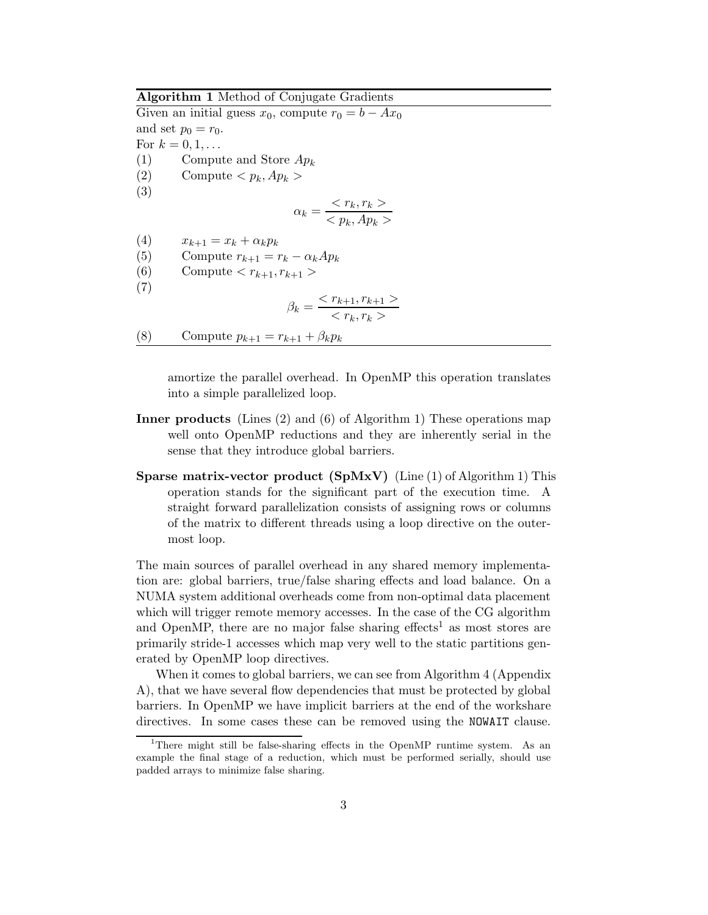**Algorithm 1** Method of Conjugate Gradients

Given an initial guess $x_0$, compute $r_0 = b - Ax_0$
and set $p_0 = r_0$.
For $k = 0, 1, \ldots$

(1) Compute and Store $Ap_k$

(2) Compute $< p_k, Ap_k >$

(3)
$$\alpha_k = \frac{< r_k, r_k >}{< p_k, Ap_k >}$$

(4) $x_{k+1} = x_k + \alpha_k p_k$

(5) Compute $r_{k+1} = r_k - \alpha_k Ap_k$

(6) Compute $< r_{k+1}, r_{k+1} >$

(7)
$$\beta_k = \frac{< r_{k+1}, r_{k+1} >}{< r_k, r_k >}$$

(8) Compute $p_{k+1} = r_{k+1} + \beta_k p_k$

---

amortize the parallel overhead. In OpenMP this operation translates into a simple parallelized loop.

**Inner products** (Lines (2) and (6) of Algorithm 1) These operations map well onto OpenMP reductions and they are inherently serial in the sense that they introduce global barriers.

**Sparse matrix-vector product (SpMxV)** (Line (1) of Algorithm 1) This operation stands for the significant part of the execution time. A straight forward parallelization consists of assigning rows or columns of the matrix to different threads using a loop directive on the outermost loop.

The main sources of parallel overhead in any shared memory implementation are: global barriers, true/false sharing effects and load balance. On a NUMA system additional overheads come from non-optimal data placement which will trigger remote memory accesses. In the case of the CG algorithm and OpenMP, there are no major false sharing effects[1] as most stores are primarily stride-1 accesses which map very well to the static partitions generated by OpenMP loop directives.

When it comes to global barriers, we can see from Algorithm 4 (Appendix A), that we have several flow dependencies that must be protected by global barriers. In OpenMP we have implicit barriers at the end of the workshare directives. In some cases these can be removed using the `NOWAIT` clause.

[1] There might still be false-sharing effects in the OpenMP runtime system. As an example the final stage of a reduction, which must be performed serially, should use padded arrays to minimize false sharing.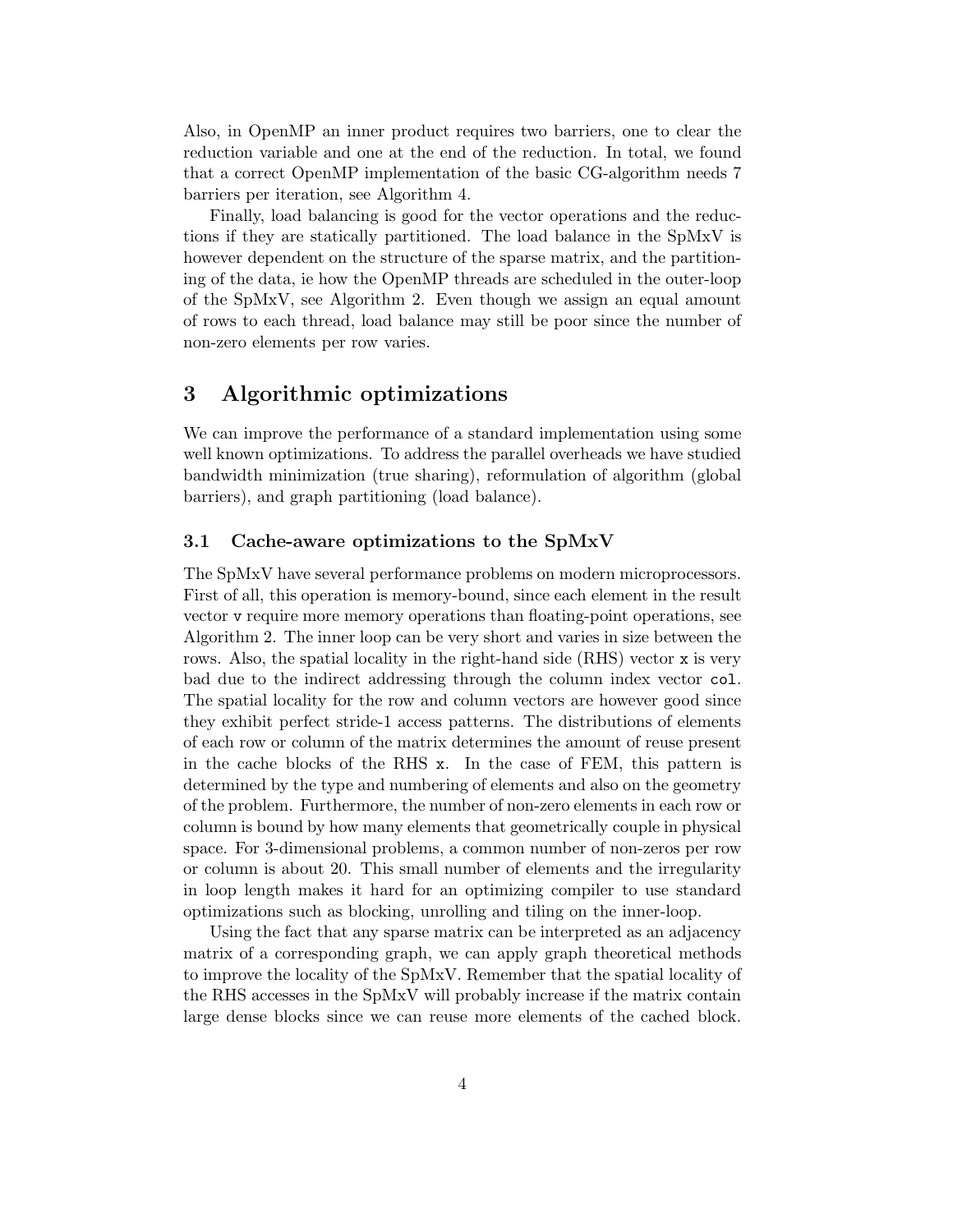Also, in OpenMP an inner product requires two barriers, one to clear the reduction variable and one at the end of the reduction. In total, we found that a correct OpenMP implementation of the basic CG-algorithm needs 7 barriers per iteration, see Algorithm 4.

Finally, load balancing is good for the vector operations and the reductions if they are statically partitioned. The load balance in the SpMxV is however dependent on the structure of the sparse matrix, and the partitioning of the data, ie how the OpenMP threads are scheduled in the outer-loop of the SpMxV, see Algorithm 2. Even though we assign an equal amount of rows to each thread, load balance may still be poor since the number of non-zero elements per row varies.

## 3 Algorithmic optimizations

We can improve the performance of a standard implementation using some well known optimizations. To address the parallel overheads we have studied bandwidth minimization (true sharing), reformulation of algorithm (global barriers), and graph partitioning (load balance).

### 3.1 Cache-aware optimizations to the SpMxV

The SpMxV have several performance problems on modern microprocessors. First of all, this operation is memory-bound, since each element in the result vector `v` require more memory operations than floating-point operations, see Algorithm 2. The inner loop can be very short and varies in size between the rows. Also, the spatial locality in the right-hand side (RHS) vector `x` is very bad due to the indirect addressing through the column index vector `col`. The spatial locality for the row and column vectors are however good since they exhibit perfect stride-1 access patterns. The distributions of elements of each row or column of the matrix determines the amount of reuse present in the cache blocks of the RHS `x`. In the case of FEM, this pattern is determined by the type and numbering of elements and also on the geometry of the problem. Furthermore, the number of non-zero elements in each row or column is bound by how many elements that geometrically couple in physical space. For 3-dimensional problems, a common number of non-zeros per row or column is about 20. This small number of elements and the irregularity in loop length makes it hard for an optimizing compiler to use standard optimizations such as blocking, unrolling and tiling on the inner-loop.

Using the fact that any sparse matrix can be interpreted as an adjacency matrix of a corresponding graph, we can apply graph theoretical methods to improve the locality of the SpMxV. Remember that the spatial locality of the RHS accesses in the SpMxV will probably increase if the matrix contain large dense blocks since we can reuse more elements of the cached block.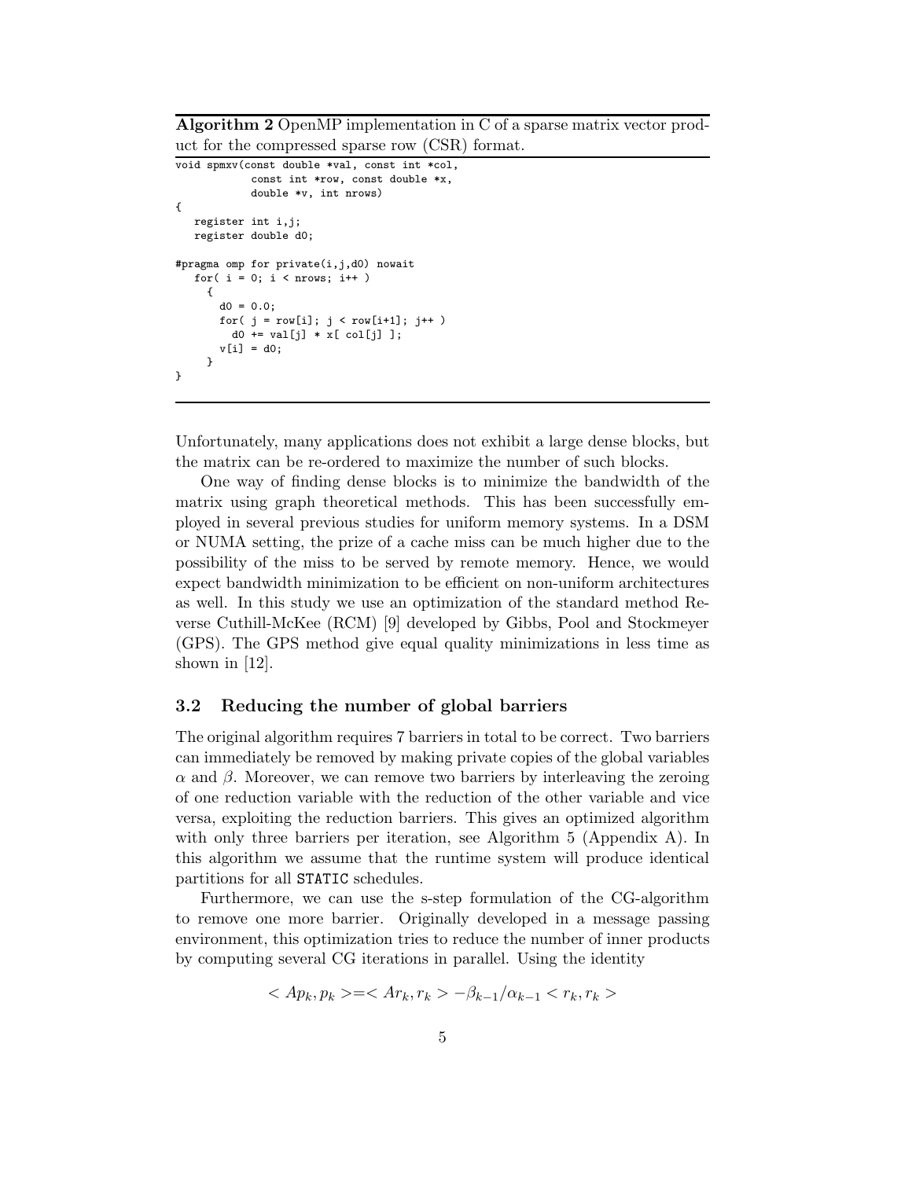**Algorithm 2** OpenMP implementation in C of a sparse matrix vector product for the compressed sparse row (CSR) format.

```
void spmxv(const double *val, const int *col,
           const int *row, const double *x,
           double *v, int nrows)
{
   register int i,j;
   register double d0;

#pragma omp for private(i,j,d0) nowait
   for( i = 0; i < nrows; i++ )
     {
       d0 = 0.0;
       for( j = row[i]; j < row[i+1]; j++ )
         d0 += val[j] * x[ col[j] ];
       v[i] = d0;
     }
}
```

Unfortunately, many applications does not exhibit a large dense blocks, but the matrix can be re-ordered to maximize the number of such blocks.

One way of finding dense blocks is to minimize the bandwidth of the matrix using graph theoretical methods. This has been successfully employed in several previous studies for uniform memory systems. In a DSM or NUMA setting, the prize of a cache miss can be much higher due to the possibility of the miss to be served by remote memory. Hence, we would expect bandwidth minimization to be efficient on non-uniform architectures as well. In this study we use an optimization of the standard method Reverse Cuthill-McKee (RCM) [9] developed by Gibbs, Pool and Stockmeyer (GPS). The GPS method give equal quality minimizations in less time as shown in [12].

### 3.2 Reducing the number of global barriers

The original algorithm requires 7 barriers in total to be correct. Two barriers can immediately be removed by making private copies of the global variables $\alpha$ and $\beta$. Moreover, we can remove two barriers by interleaving the zeroing of one reduction variable with the reduction of the other variable and vice versa, exploiting the reduction barriers. This gives an optimized algorithm with only three barriers per iteration, see Algorithm 5 (Appendix A). In this algorithm we assume that the runtime system will produce identical partitions for all `STATIC` schedules.

Furthermore, we can use the s-step formulation of the CG-algorithm to remove one more barrier. Originally developed in a message passing environment, this optimization tries to reduce the number of inner products by computing several CG iterations in parallel. Using the identity

$$< Ap_k, p_k >=< Ar_k, r_k > -\beta_{k-1}/\alpha_{k-1} < r_k, r_k >$$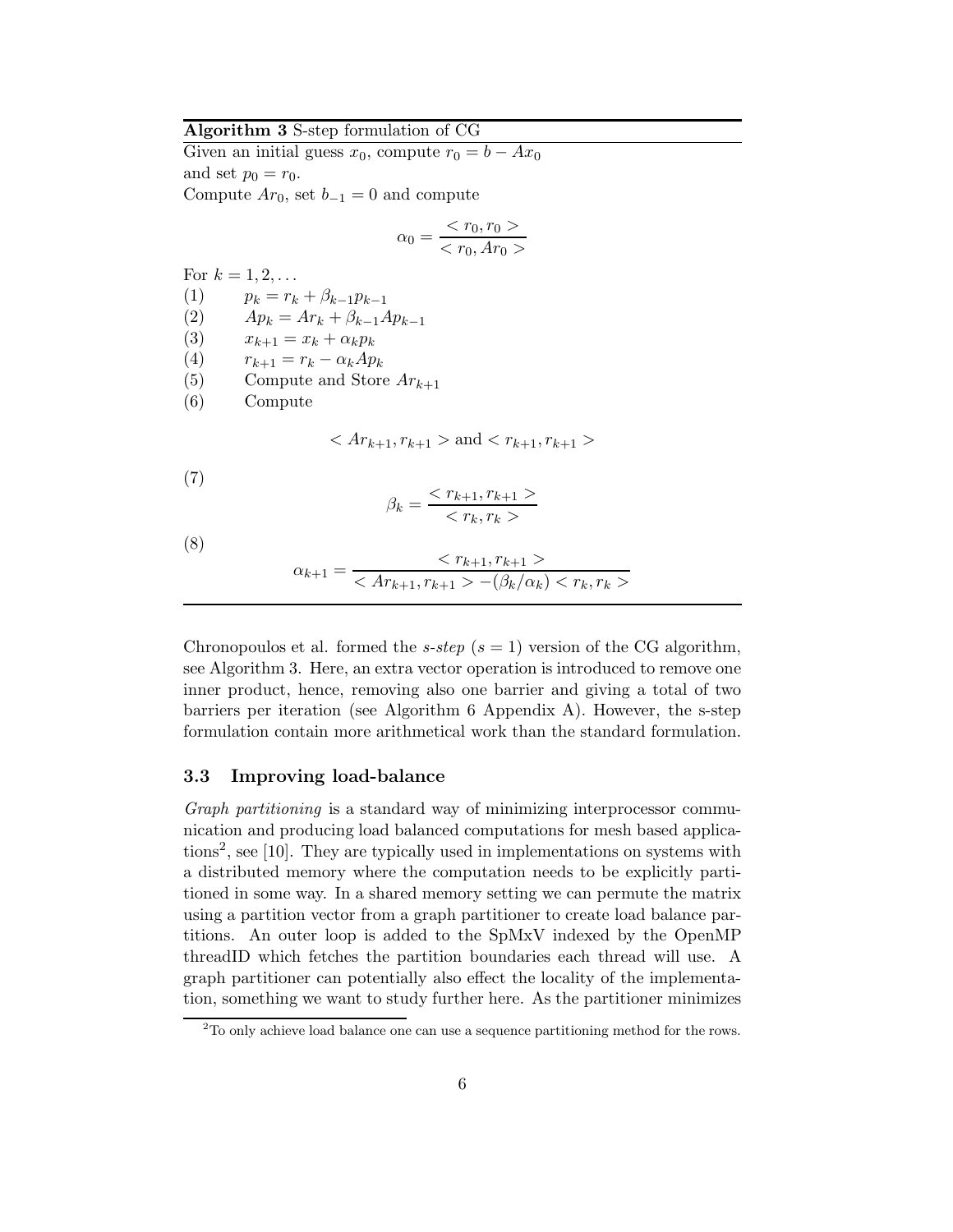**Algorithm 3** S-step formulation of CG

Given an initial guess $x_0$, compute $r_0 = b - Ax_0$
and set $p_0 = r_0$.
Compute $Ar_0$, set $b_{-1} = 0$ and compute

$$\alpha_0 = \frac{< r_0, r_0 >}{< r_0, Ar_0 >}$$

For $k = 1, 2, \ldots$

(1) $\quad p_k = r_k + \beta_{k-1} p_{k-1}$

(2) $\quad Ap_k = Ar_k + \beta_{k-1} Ap_{k-1}$

(3) $\quad x_{k+1} = x_k + \alpha_k p_k$

(4) $\quad r_{k+1} = r_k - \alpha_k Ap_k$

(5) $\quad$ Compute and Store $Ar_{k+1}$

(6) $\quad$ Compute

$$< Ar_{k+1}, r_{k+1} > \text{ and } < r_{k+1}, r_{k+1} >$$

(7)

$$\beta_k = \frac{< r_{k+1}, r_{k+1} >}{< r_k, r_k >}$$

(8)

$$\alpha_{k+1} = \frac{< r_{k+1}, r_{k+1} >}{< Ar_{k+1}, r_{k+1} > -(\beta_k/\alpha_k) < r_k, r_k >}$$

Chronopoulos et al. formed the *s-step* ($s = 1$) version of the CG algorithm, see Algorithm 3. Here, an extra vector operation is introduced to remove one inner product, hence, removing also one barrier and giving a total of two barriers per iteration (see Algorithm 6 Appendix A). However, the s-step formulation contain more arithmetical work than the standard formulation.

### 3.3 Improving load-balance

*Graph partitioning* is a standard way of minimizing interprocessor communication and producing load balanced computations for mesh based applications[2], see [10]. They are typically used in implementations on systems with a distributed memory where the computation needs to be explicitly partitioned in some way. In a shared memory setting we can permute the matrix using a partition vector from a graph partitioner to create load balance partitions. An outer loop is added to the SpMxV indexed by the OpenMP threadID which fetches the partition boundaries each thread will use. A graph partitioner can potentially also effect the locality of the implementation, something we want to study further here. As the partitioner minimizes

[2] To only achieve load balance one can use a sequence partitioning method for the rows.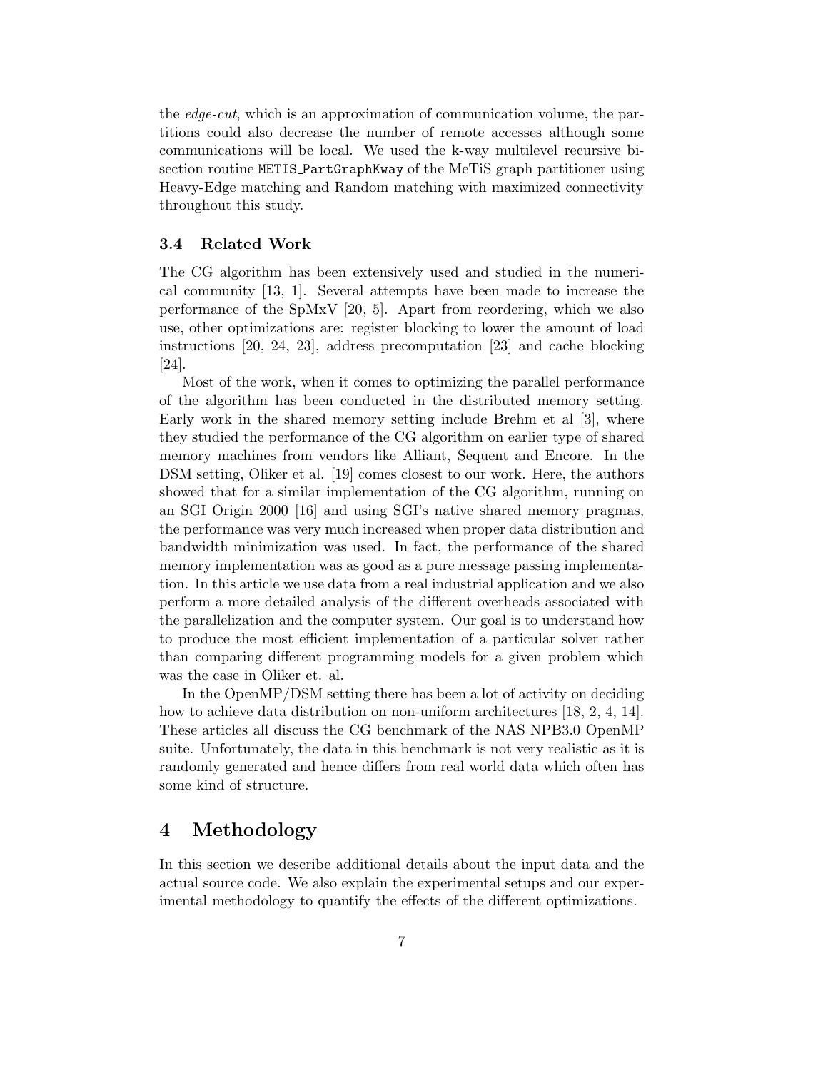the *edge-cut*, which is an approximation of communication volume, the partitions could also decrease the number of remote accesses although some communications will be local. We used the k-way multilevel recursive bisection routine `METIS_PartGraphKway` of the MeTiS graph partitioner using Heavy-Edge matching and Random matching with maximized connectivity throughout this study.

### 3.4 Related Work

The CG algorithm has been extensively used and studied in the numerical community [13, 1]. Several attempts have been made to increase the performance of the SpMxV [20, 5]. Apart from reordering, which we also use, other optimizations are: register blocking to lower the amount of load instructions [20, 24, 23], address precomputation [23] and cache blocking [24].

Most of the work, when it comes to optimizing the parallel performance of the algorithm has been conducted in the distributed memory setting. Early work in the shared memory setting include Brehm et al [3], where they studied the performance of the CG algorithm on earlier type of shared memory machines from vendors like Alliant, Sequent and Encore. In the DSM setting, Oliker et al. [19] comes closest to our work. Here, the authors showed that for a similar implementation of the CG algorithm, running on an SGI Origin 2000 [16] and using SGI's native shared memory pragmas, the performance was very much increased when proper data distribution and bandwidth minimization was used. In fact, the performance of the shared memory implementation was as good as a pure message passing implementation. In this article we use data from a real industrial application and we also perform a more detailed analysis of the different overheads associated with the parallelization and the computer system. Our goal is to understand how to produce the most efficient implementation of a particular solver rather than comparing different programming models for a given problem which was the case in Oliker et. al.

In the OpenMP/DSM setting there has been a lot of activity on deciding how to achieve data distribution on non-uniform architectures [18, 2, 4, 14]. These articles all discuss the CG benchmark of the NAS NPB3.0 OpenMP suite. Unfortunately, the data in this benchmark is not very realistic as it is randomly generated and hence differs from real world data which often has some kind of structure.

## 4 Methodology

In this section we describe additional details about the input data and the actual source code. We also explain the experimental setups and our experimental methodology to quantify the effects of the different optimizations.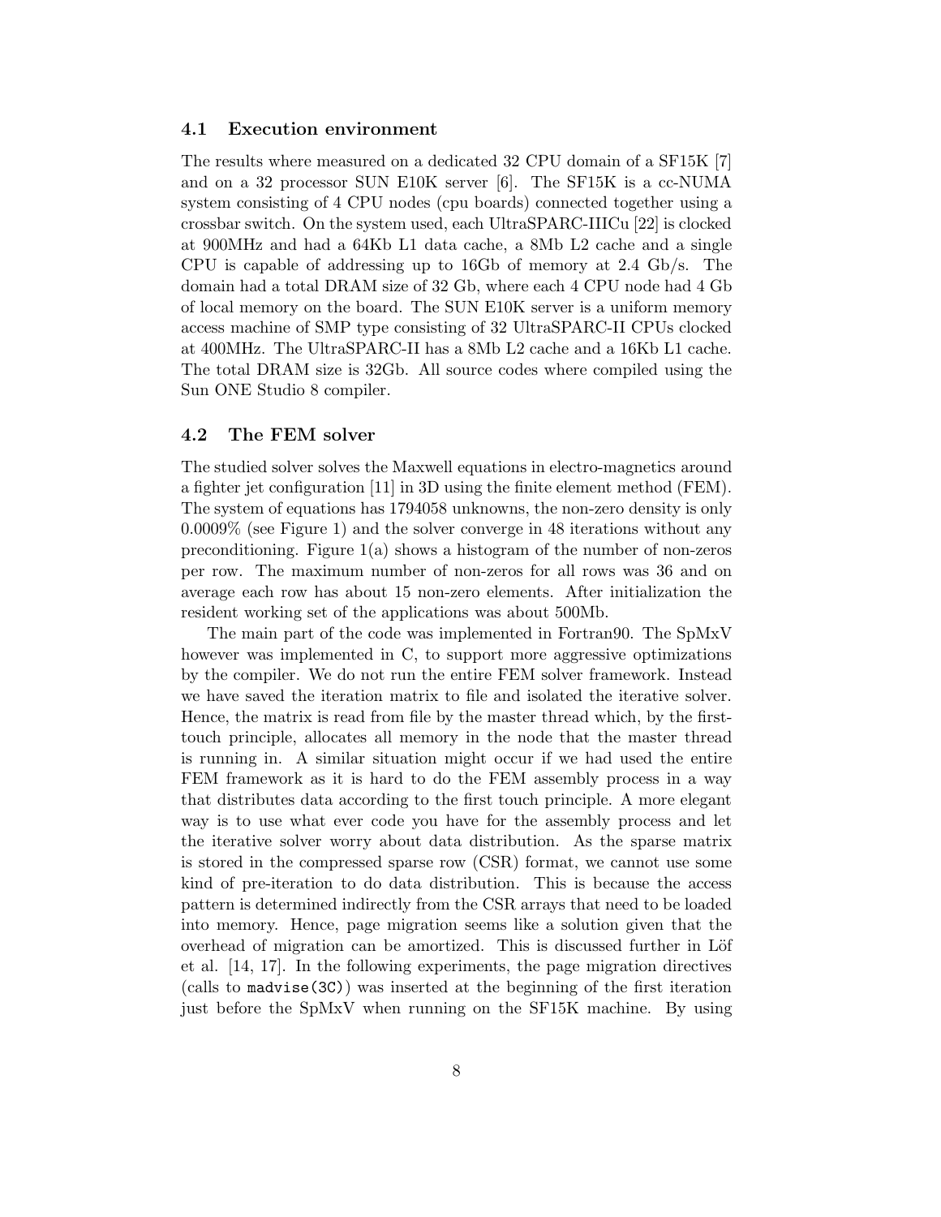### 4.1 Execution environment

The results where measured on a dedicated 32 CPU domain of a SF15K [7] and on a 32 processor SUN E10K server [6]. The SF15K is a cc-NUMA system consisting of 4 CPU nodes (cpu boards) connected together using a crossbar switch. On the system used, each UltraSPARC-IIICu [22] is clocked at 900MHz and had a 64Kb L1 data cache, a 8Mb L2 cache and a single CPU is capable of addressing up to 16Gb of memory at 2.4 Gb/s. The domain had a total DRAM size of 32 Gb, where each 4 CPU node had 4 Gb of local memory on the board. The SUN E10K server is a uniform memory access machine of SMP type consisting of 32 UltraSPARC-II CPUs clocked at 400MHz. The UltraSPARC-II has a 8Mb L2 cache and a 16Kb L1 cache. The total DRAM size is 32Gb. All source codes where compiled using the Sun ONE Studio 8 compiler.

### 4.2 The FEM solver

The studied solver solves the Maxwell equations in electro-magnetics around a fighter jet configuration [11] in 3D using the finite element method (FEM). The system of equations has 1794058 unknowns, the non-zero density is only 0.0009% (see Figure 1) and the solver converge in 48 iterations without any preconditioning. Figure 1(a) shows a histogram of the number of non-zeros per row. The maximum number of non-zeros for all rows was 36 and on average each row has about 15 non-zero elements. After initialization the resident working set of the applications was about 500Mb.

The main part of the code was implemented in Fortran90. The SpMxV however was implemented in C, to support more aggressive optimizations by the compiler. We do not run the entire FEM solver framework. Instead we have saved the iteration matrix to file and isolated the iterative solver. Hence, the matrix is read from file by the master thread which, by the first-touch principle, allocates all memory in the node that the master thread is running in. A similar situation might occur if we had used the entire FEM framework as it is hard to do the FEM assembly process in a way that distributes data according to the first touch principle. A more elegant way is to use what ever code you have for the assembly process and let the iterative solver worry about data distribution. As the sparse matrix is stored in the compressed sparse row (CSR) format, we cannot use some kind of pre-iteration to do data distribution. This is because the access pattern is determined indirectly from the CSR arrays that need to be loaded into memory. Hence, page migration seems like a solution given that the overhead of migration can be amortized. This is discussed further in Löf et al. [14, 17]. In the following experiments, the page migration directives (calls to `madvise(3C)`) was inserted at the beginning of the first iteration just before the SpMxV when running on the SF15K machine. By using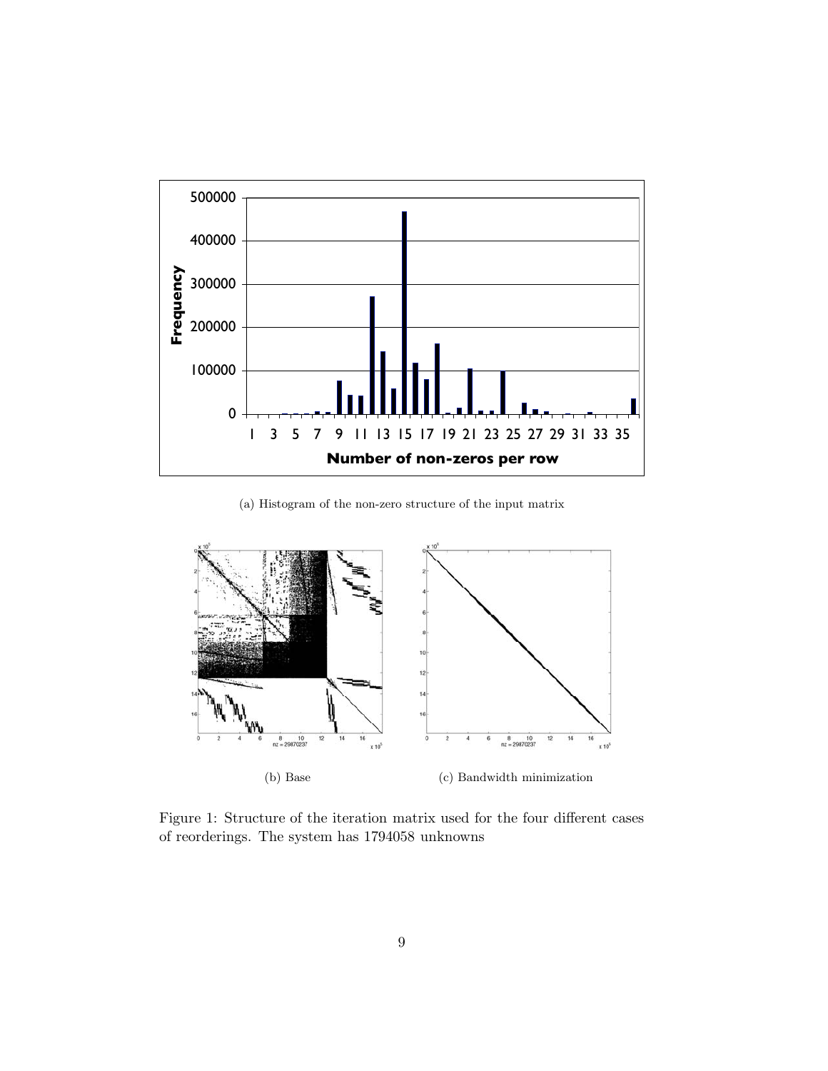(a) Histogram of the non-zero structure of the input matrix

(b) Base

(c) Bandwidth minimization

Figure 1: Structure of the iteration matrix used for the four different cases of reorderings. The system has 1794058 unknowns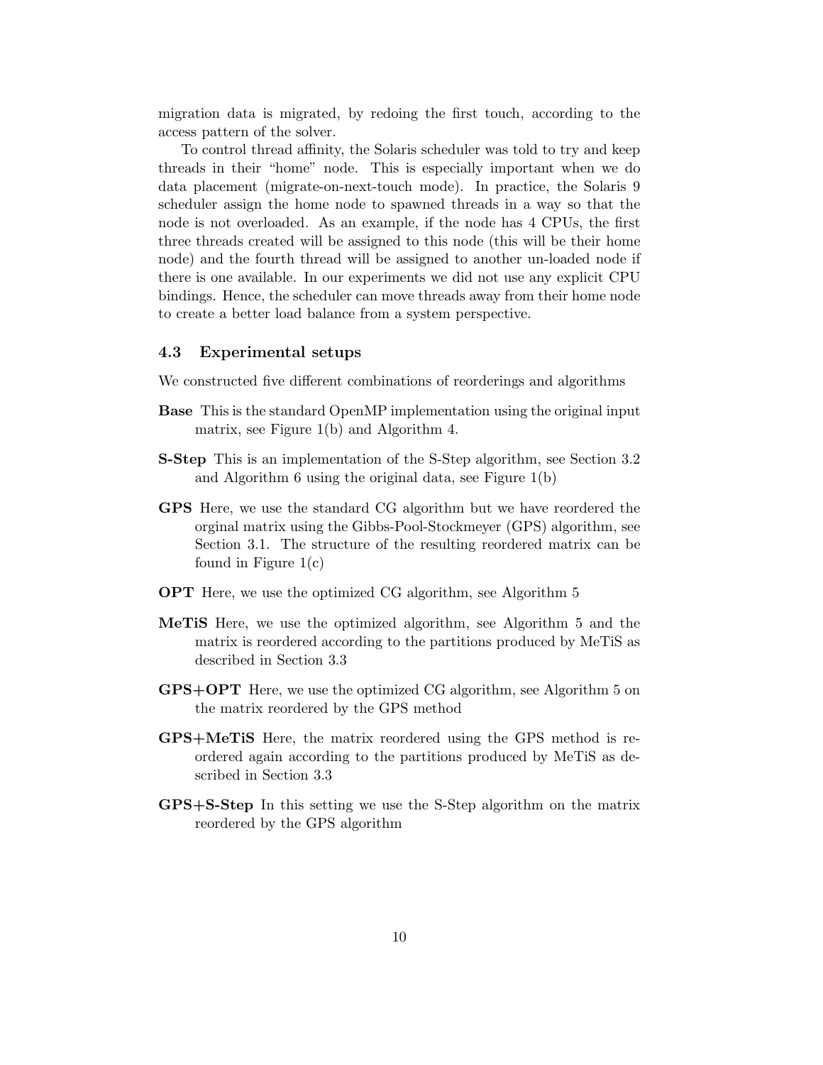migration data is migrated, by redoing the first touch, according to the access pattern of the solver.

To control thread affinity, the Solaris scheduler was told to try and keep threads in their "home" node. This is especially important when we do data placement (migrate-on-next-touch mode). In practice, the Solaris 9 scheduler assign the home node to spawned threads in a way so that the node is not overloaded. As an example, if the node has 4 CPUs, the first three threads created will be assigned to this node (this will be their home node) and the fourth thread will be assigned to another un-loaded node if there is one available. In our experiments we did not use any explicit CPU bindings. Hence, the scheduler can move threads away from their home node to create a better load balance from a system perspective.

### 4.3 Experimental setups

We constructed five different combinations of reorderings and algorithms

**Base** This is the standard OpenMP implementation using the original input matrix, see Figure 1(b) and Algorithm 4.

**S-Step** This is an implementation of the S-Step algorithm, see Section 3.2 and Algorithm 6 using the original data, see Figure 1(b)

**GPS** Here, we use the standard CG algorithm but we have reordered the orginal matrix using the Gibbs-Pool-Stockmeyer (GPS) algorithm, see Section 3.1. The structure of the resulting reordered matrix can be found in Figure 1(c)

**OPT** Here, we use the optimized CG algorithm, see Algorithm 5

**MeTiS** Here, we use the optimized algorithm, see Algorithm 5 and the matrix is reordered according to the partitions produced by MeTiS as described in Section 3.3

**GPS+OPT** Here, we use the optimized CG algorithm, see Algorithm 5 on the matrix reordered by the GPS method

**GPS+MeTiS** Here, the matrix reordered using the GPS method is reordered again according to the partitions produced by MeTiS as described in Section 3.3

**GPS+S-Step** In this setting we use the S-Step algorithm on the matrix reordered by the GPS algorithm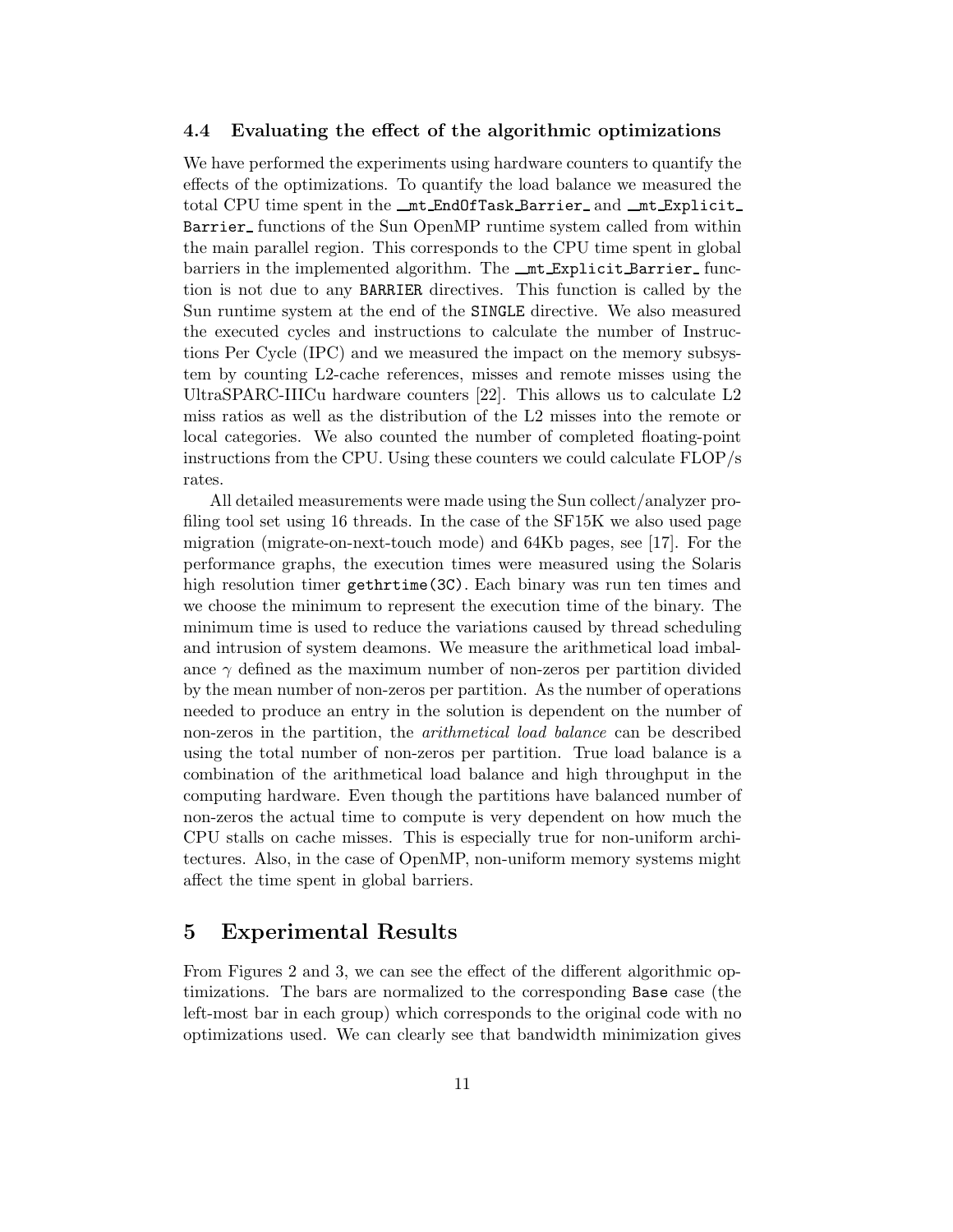### 4.4 Evaluating the effect of the algorithmic optimizations

We have performed the experiments using hardware counters to quantify the effects of the optimizations. To quantify the load balance we measured the total CPU time spent in the `__mt_EndOfTask_Barrier_` and `__mt_Explicit_Barrier_` functions of the Sun OpenMP runtime system called from within the main parallel region. This corresponds to the CPU time spent in global barriers in the implemented algorithm. The `__mt_Explicit_Barrier_` function is not due to any `BARRIER` directives. This function is called by the Sun runtime system at the end of the `SINGLE` directive. We also measured the executed cycles and instructions to calculate the number of Instructions Per Cycle (IPC) and we measured the impact on the memory subsystem by counting L2-cache references, misses and remote misses using the UltraSPARC-IIICu hardware counters [22]. This allows us to calculate L2 miss ratios as well as the distribution of the L2 misses into the remote or local categories. We also counted the number of completed floating-point instructions from the CPU. Using these counters we could calculate FLOP/s rates.

All detailed measurements were made using the Sun collect/analyzer profiling tool set using 16 threads. In the case of the SF15K we also used page migration (migrate-on-next-touch mode) and 64Kb pages, see [17]. For the performance graphs, the execution times were measured using the Solaris high resolution timer `gethrtime(3C)`. Each binary was run ten times and we choose the minimum to represent the execution time of the binary. The minimum time is used to reduce the variations caused by thread scheduling and intrusion of system deamons. We measure the arithmetical load imbalance $\gamma$ defined as the maximum number of non-zeros per partition divided by the mean number of non-zeros per partition. As the number of operations needed to produce an entry in the solution is dependent on the number of non-zeros in the partition, the *arithmetical load balance* can be described using the total number of non-zeros per partition. True load balance is a combination of the arithmetical load balance and high throughput in the computing hardware. Even though the partitions have balanced number of non-zeros the actual time to compute is very dependent on how much the CPU stalls on cache misses. This is especially true for non-uniform architectures. Also, in the case of OpenMP, non-uniform memory systems might affect the time spent in global barriers.

## 5 Experimental Results

From Figures 2 and 3, we can see the effect of the different algorithmic optimizations. The bars are normalized to the corresponding `Base` case (the left-most bar in each group) which corresponds to the original code with no optimizations used. We can clearly see that bandwidth minimization gives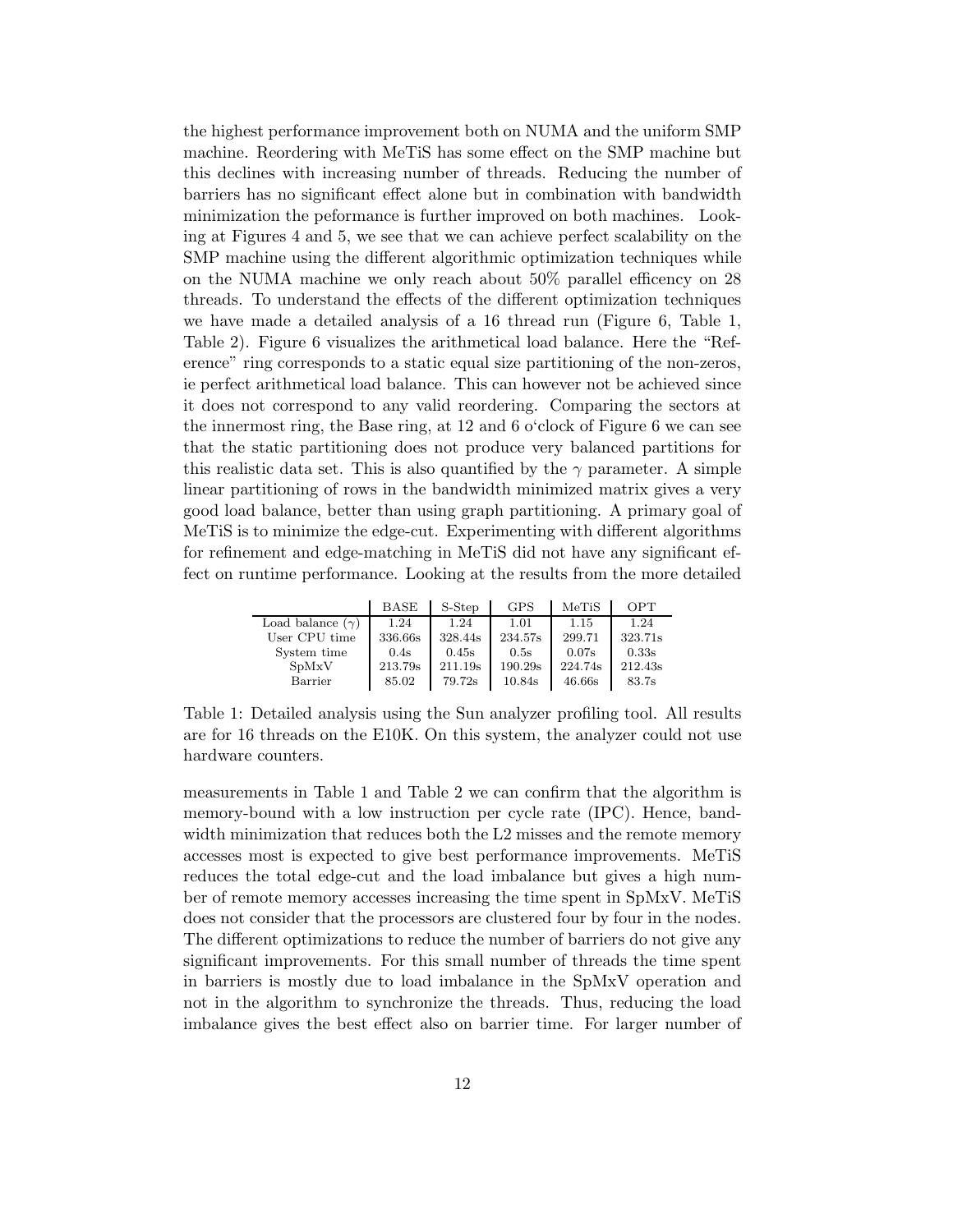the highest performance improvement both on NUMA and the uniform SMP machine. Reordering with MeTiS has some effect on the SMP machine but this declines with increasing number of threads. Reducing the number of barriers has no significant effect alone but in combination with bandwidth minimization the peformance is further improved on both machines. Looking at Figures 4 and 5, we see that we can achieve perfect scalability on the SMP machine using the different algorithmic optimization techniques while on the NUMA machine we only reach about 50% parallel efficency on 28 threads. To understand the effects of the different optimization techniques we have made a detailed analysis of a 16 thread run (Figure 6, Table 1, Table 2). Figure 6 visualizes the arithmetical load balance. Here the "Reference" ring corresponds to a static equal size partitioning of the non-zeros, ie perfect arithmetical load balance. This can however not be achieved since it does not correspond to any valid reordering. Comparing the sectors at the innermost ring, the Base ring, at 12 and 6 o'clock of Figure 6 we can see that the static partitioning does not produce very balanced partitions for this realistic data set. This is also quantified by the $\gamma$ parameter. A simple linear partitioning of rows in the bandwidth minimized matrix gives a very good load balance, better than using graph partitioning. A primary goal of MeTiS is to minimize the edge-cut. Experimenting with different algorithms for refinement and edge-matching in MeTiS did not have any significant effect on runtime performance. Looking at the results from the more detailed

| | BASE | S-Step | GPS | MeTiS | OPT |
|---|---|---|---|---|---|
| Load balance ($\gamma$) | 1.24 | 1.24 | 1.01 | 1.15 | 1.24 |
| User CPU time | 336.66s | 328.44s | 234.57s | 299.71 | 323.71s |
| System time | 0.4s | 0.45s | 0.5s | 0.07s | 0.33s |
| SpMxV | 213.79s | 211.19s | 190.29s | 224.74s | 212.43s |
| Barrier | 85.02 | 79.72s | 10.84s | 46.66s | 83.7s |

Table 1: Detailed analysis using the Sun analyzer profiling tool. All results are for 16 threads on the E10K. On this system, the analyzer could not use hardware counters.

measurements in Table 1 and Table 2 we can confirm that the algorithm is memory-bound with a low instruction per cycle rate (IPC). Hence, bandwidth minimization that reduces both the L2 misses and the remote memory accesses most is expected to give best performance improvements. MeTiS reduces the total edge-cut and the load imbalance but gives a high number of remote memory accesses increasing the time spent in SpMxV. MeTiS does not consider that the processors are clustered four by four in the nodes. The different optimizations to reduce the number of barriers do not give any significant improvements. For this small number of threads the time spent in barriers is mostly due to load imbalance in the SpMxV operation and not in the algorithm to synchronize the threads. Thus, reducing the load imbalance gives the best effect also on barrier time. For larger number of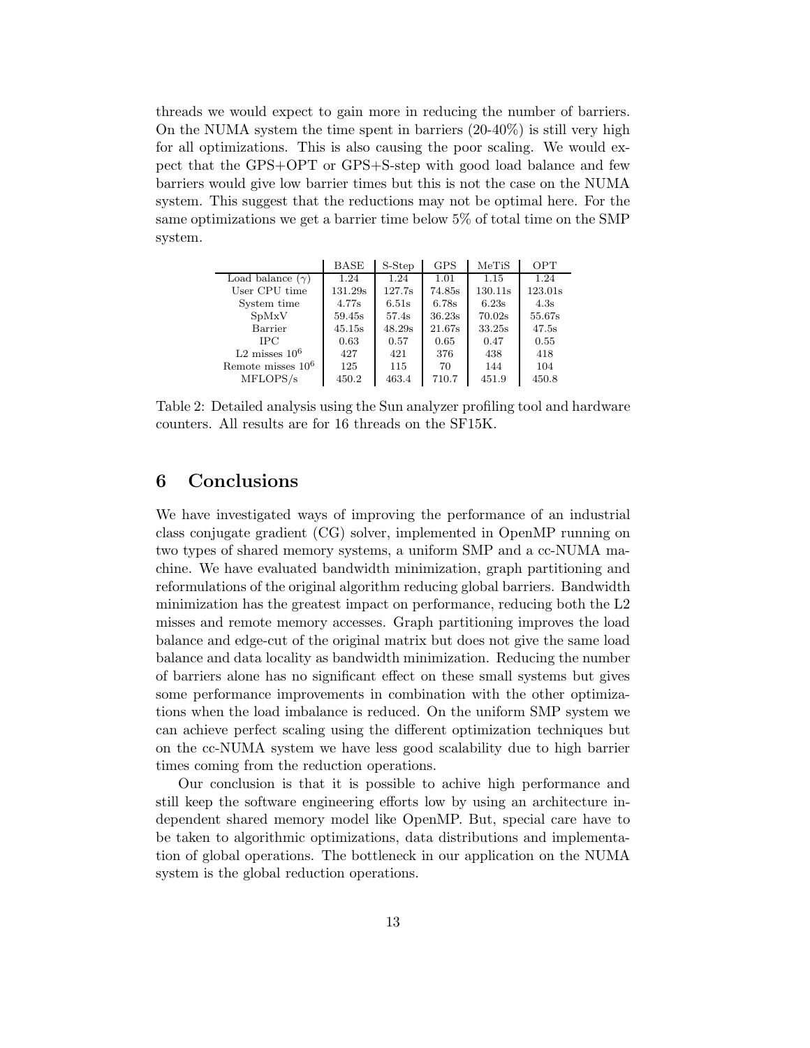threads we would expect to gain more in reducing the number of barriers. On the NUMA system the time spent in barriers (20-40%) is still very high for all optimizations. This is also causing the poor scaling. We would expect that the GPS+OPT or GPS+S-step with good load balance and few barriers would give low barrier times but this is not the case on the NUMA system. This suggest that the reductions may not be optimal here. For the same optimizations we get a barrier time below 5% of total time on the SMP system.

| | BASE | S-Step | GPS | MeTiS | OPT |
|---|---|---|---|---|---|
| Load balance ($\gamma$) | 1.24 | 1.24 | 1.01 | 1.15 | 1.24 |
| User CPU time | 131.29s | 127.7s | 74.85s | 130.11s | 123.01s |
| System time | 4.77s | 6.51s | 6.78s | 6.23s | 4.3s |
| SpMxV | 59.45s | 57.4s | 36.23s | 70.02s | 55.67s |
| Barrier | 45.15s | 48.29s | 21.67s | 33.25s | 47.5s |
| IPC | 0.63 | 0.57 | 0.65 | 0.47 | 0.55 |
| L2 misses $10^6$ | 427 | 421 | 376 | 438 | 418 |
| Remote misses $10^6$ | 125 | 115 | 70 | 144 | 104 |
| MFLOPS/s | 450.2 | 463.4 | 710.7 | 451.9 | 450.8 |

Table 2: Detailed analysis using the Sun analyzer profiling tool and hardware counters. All results are for 16 threads on the SF15K.

## 6 Conclusions

We have investigated ways of improving the performance of an industrial class conjugate gradient (CG) solver, implemented in OpenMP running on two types of shared memory systems, a uniform SMP and a cc-NUMA machine. We have evaluated bandwidth minimization, graph partitioning and reformulations of the original algorithm reducing global barriers. Bandwidth minimization has the greatest impact on performance, reducing both the L2 misses and remote memory accesses. Graph partitioning improves the load balance and edge-cut of the original matrix but does not give the same load balance and data locality as bandwidth minimization. Reducing the number of barriers alone has no significant effect on these small systems but gives some performance improvements in combination with the other optimizations when the load imbalance is reduced. On the uniform SMP system we can achieve perfect scaling using the different optimization techniques but on the cc-NUMA system we have less good scalability due to high barrier times coming from the reduction operations.

Our conclusion is that it is possible to achive high performance and still keep the software engineering efforts low by using an architecture independent shared memory model like OpenMP. But, special care have to be taken to algorithmic optimizations, data distributions and implementation of global operations. The bottleneck in our application on the NUMA system is the global reduction operations.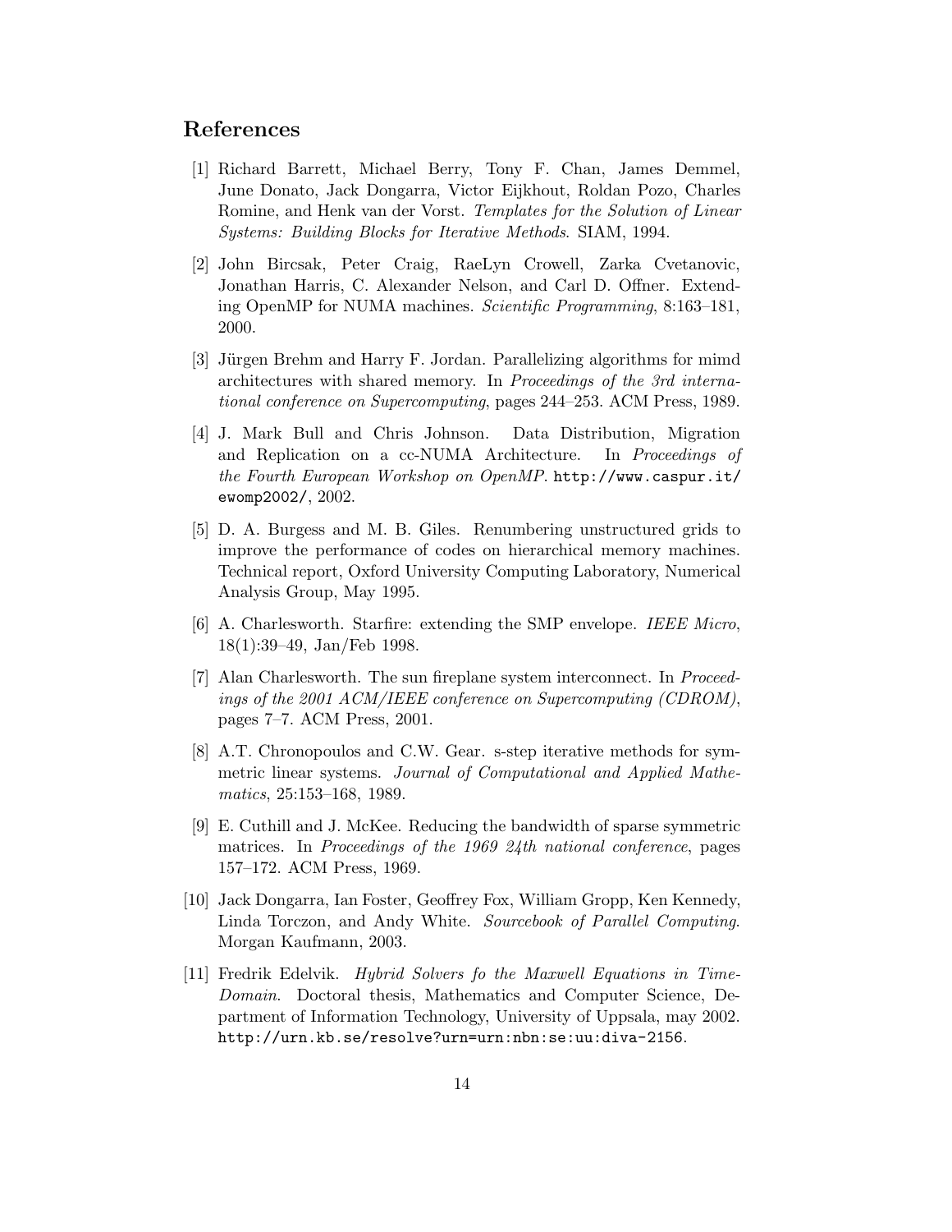## References

[1] Richard Barrett, Michael Berry, Tony F. Chan, James Demmel, June Donato, Jack Dongarra, Victor Eijkhout, Roldan Pozo, Charles Romine, and Henk van der Vorst. *Templates for the Solution of Linear Systems: Building Blocks for Iterative Methods*. SIAM, 1994.

[2] John Bircsak, Peter Craig, RaeLyn Crowell, Zarka Cvetanovic, Jonathan Harris, C. Alexander Nelson, and Carl D. Offner. Extending OpenMP for NUMA machines. *Scientific Programming*, 8:163–181, 2000.

[3] Jürgen Brehm and Harry F. Jordan. Parallelizing algorithms for mimd architectures with shared memory. In *Proceedings of the 3rd international conference on Supercomputing*, pages 244–253. ACM Press, 1989.

[4] J. Mark Bull and Chris Johnson. Data Distribution, Migration and Replication on a cc-NUMA Architecture. In *Proceedings of the Fourth European Workshop on OpenMP*. `http://www.caspur.it/ewomp2002/`, 2002.

[5] D. A. Burgess and M. B. Giles. Renumbering unstructured grids to improve the performance of codes on hierarchical memory machines. Technical report, Oxford University Computing Laboratory, Numerical Analysis Group, May 1995.

[6] A. Charlesworth. Starfire: extending the SMP envelope. *IEEE Micro*, 18(1):39–49, Jan/Feb 1998.

[7] Alan Charlesworth. The sun fireplane system interconnect. In *Proceedings of the 2001 ACM/IEEE conference on Supercomputing (CDROM)*, pages 7–7. ACM Press, 2001.

[8] A.T. Chronopoulos and C.W. Gear. s-step iterative methods for symmetric linear systems. *Journal of Computational and Applied Mathematics*, 25:153–168, 1989.

[9] E. Cuthill and J. McKee. Reducing the bandwidth of sparse symmetric matrices. In *Proceedings of the 1969 24th national conference*, pages 157–172. ACM Press, 1969.

[10] Jack Dongarra, Ian Foster, Geoffrey Fox, William Gropp, Ken Kennedy, Linda Torczon, and Andy White. *Sourcebook of Parallel Computing*. Morgan Kaufmann, 2003.

[11] Fredrik Edelvik. *Hybrid Solvers fo the Maxwell Equations in Time-Domain*. Doctoral thesis, Mathematics and Computer Science, Department of Information Technology, University of Uppsala, may 2002. `http://urn.kb.se/resolve?urn=urn:nbn:se:uu:diva-2156`.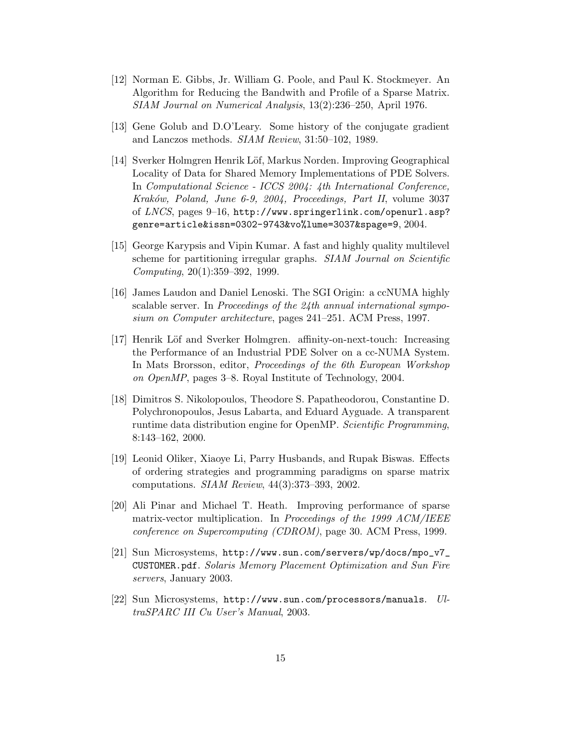[12] Norman E. Gibbs, Jr. William G. Poole, and Paul K. Stockmeyer. An Algorithm for Reducing the Bandwith and Profile of a Sparse Matrix. *SIAM Journal on Numerical Analysis*, 13(2):236–250, April 1976.

[13] Gene Golub and D.O'Leary. Some history of the conjugate gradient and Lanczos methods. *SIAM Review*, 31:50–102, 1989.

[14] Sverker Holmgren Henrik Löf, Markus Norden. Improving Geographical Locality of Data for Shared Memory Implementations of PDE Solvers. In *Computational Science - ICCS 2004: 4th International Conference, Kraków, Poland, June 6-9, 2004, Proceedings, Part II*, volume 3037 of *LNCS*, pages 9–16, `http://www.springerlink.com/openurl.asp?genre=article&issn=0302-9743&vo%lume=3037&spage=9`, 2004.

[15] George Karypsis and Vipin Kumar. A fast and highly quality multilevel scheme for partitioning irregular graphs. *SIAM Journal on Scientific Computing*, 20(1):359–392, 1999.

[16] James Laudon and Daniel Lenoski. The SGI Origin: a ccNUMA highly scalable server. In *Proceedings of the 24th annual international symposium on Computer architecture*, pages 241–251. ACM Press, 1997.

[17] Henrik Löf and Sverker Holmgren. affinity-on-next-touch: Increasing the Performance of an Industrial PDE Solver on a cc-NUMA System. In Mats Brorsson, editor, *Proceedings of the 6th European Workshop on OpenMP*, pages 3–8. Royal Institute of Technology, 2004.

[18] Dimitros S. Nikolopoulos, Theodore S. Papatheodorou, Constantine D. Polychronopoulos, Jesus Labarta, and Eduard Ayguade. A transparent runtime data distribution engine for OpenMP. *Scientific Programming*, 8:143–162, 2000.

[19] Leonid Oliker, Xiaoye Li, Parry Husbands, and Rupak Biswas. Effects of ordering strategies and programming paradigms on sparse matrix computations. *SIAM Review*, 44(3):373–393, 2002.

[20] Ali Pinar and Michael T. Heath. Improving performance of sparse matrix-vector multiplication. In *Proceedings of the 1999 ACM/IEEE conference on Supercomputing (CDROM)*, page 30. ACM Press, 1999.

[21] Sun Microsystems, `http://www.sun.com/servers/wp/docs/mpo_v7_CUSTOMER.pdf`. *Solaris Memory Placement Optimization and Sun Fire servers*, January 2003.

[22] Sun Microsystems, `http://www.sun.com/processors/manuals`. *UltraSPARC III Cu User's Manual*, 2003.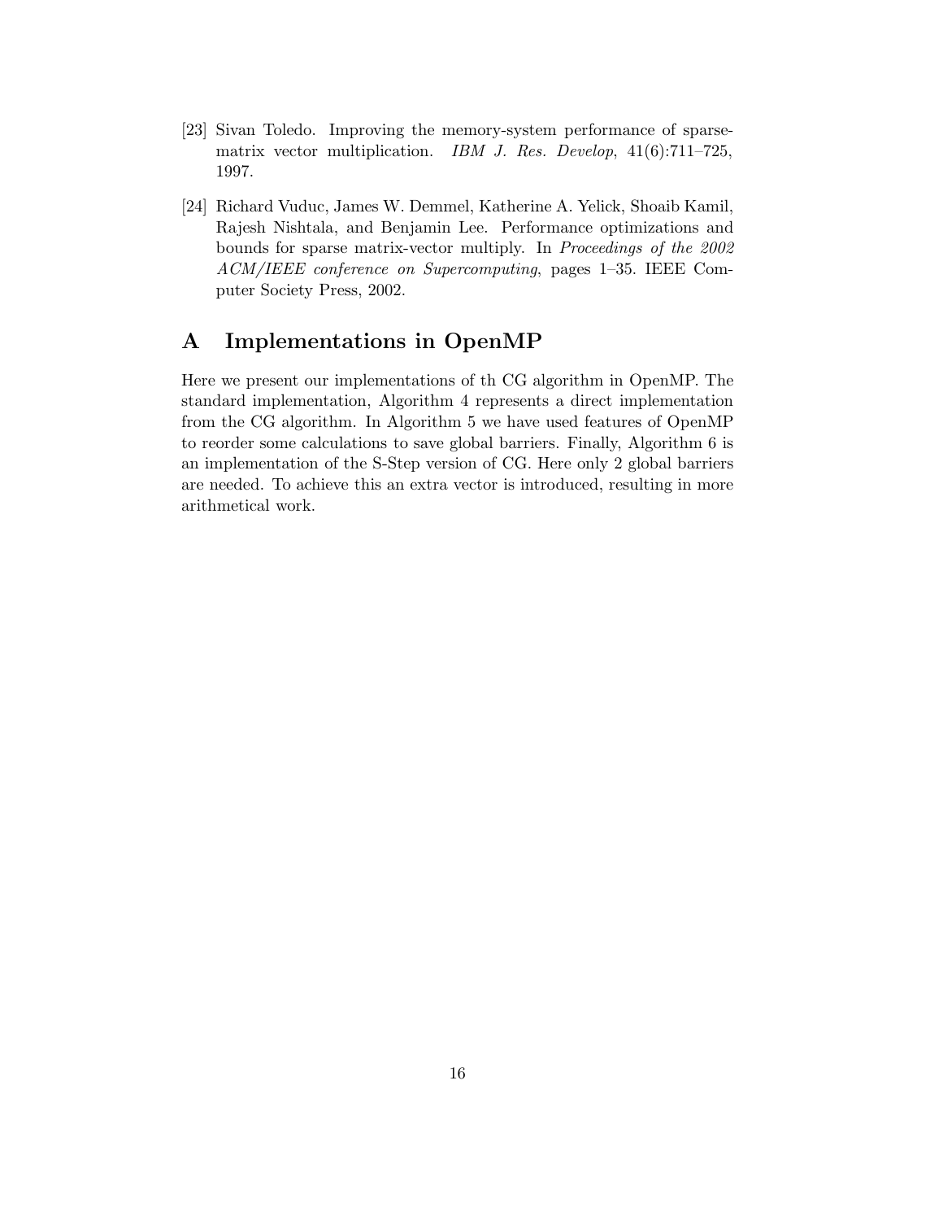[23] Sivan Toledo. Improving the memory-system performance of sparse-matrix vector multiplication. *IBM J. Res. Develop*, 41(6):711–725, 1997.

[24] Richard Vuduc, James W. Demmel, Katherine A. Yelick, Shoaib Kamil, Rajesh Nishtala, and Benjamin Lee. Performance optimizations and bounds for sparse matrix-vector multiply. In *Proceedings of the 2002 ACM/IEEE conference on Supercomputing*, pages 1–35. IEEE Computer Society Press, 2002.

# A Implementations in OpenMP

Here we present our implementations of th CG algorithm in OpenMP. The standard implementation, Algorithm 4 represents a direct implementation from the CG algorithm. In Algorithm 5 we have used features of OpenMP to reorder some calculations to save global barriers. Finally, Algorithm 6 is an implementation of the S-Step version of CG. Here only 2 global barriers are needed. To achieve this an extra vector is introduced, resulting in more arithmetical work.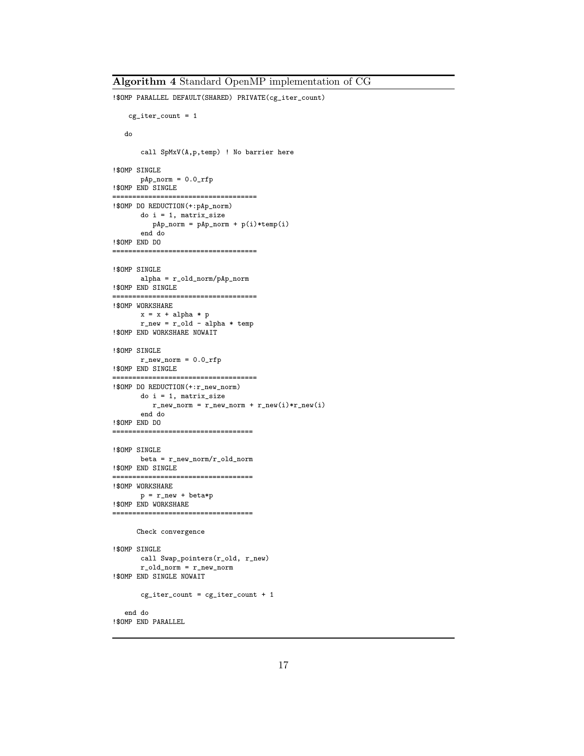**Algorithm 4** Standard OpenMP implementation of CG

```
!$OMP PARALLEL DEFAULT(SHARED) PRIVATE(cg_iter_count)

    cg_iter_count = 1

   do

       call SpMxV(A,p,temp) ! No barrier here

!$OMP SINGLE
       pAp_norm = 0.0_rfp
!$OMP END SINGLE
====================================
!$OMP DO REDUCTION(+:pAp_norm)
       do i = 1, matrix_size
          pAp_norm = pAp_norm + p(i)*temp(i)
       end do
!$OMP END DO
====================================

!$OMP SINGLE
       alpha = r_old_norm/pAp_norm
!$OMP END SINGLE
====================================
!$OMP WORKSHARE
       x = x + alpha * p
       r_new = r_old - alpha * temp
!$OMP END WORKSHARE NOWAIT

!$OMP SINGLE
       r_new_norm = 0.0_rfp
!$OMP END SINGLE
====================================
!$OMP DO REDUCTION(+:r_new_norm)
       do i = 1, matrix_size
          r_new_norm = r_new_norm + r_new(i)*r_new(i)
       end do
!$OMP END DO
===================================

!$OMP SINGLE
       beta = r_new_norm/r_old_norm
!$OMP END SINGLE
===================================
!$OMP WORKSHARE
       p = r_new + beta*p
!$OMP END WORKSHARE
===================================

      Check convergence

!$OMP SINGLE
       call Swap_pointers(r_old, r_new)
       r_old_norm = r_new_norm
!$OMP END SINGLE NOWAIT

       cg_iter_count = cg_iter_count + 1

   end do
!$OMP END PARALLEL
```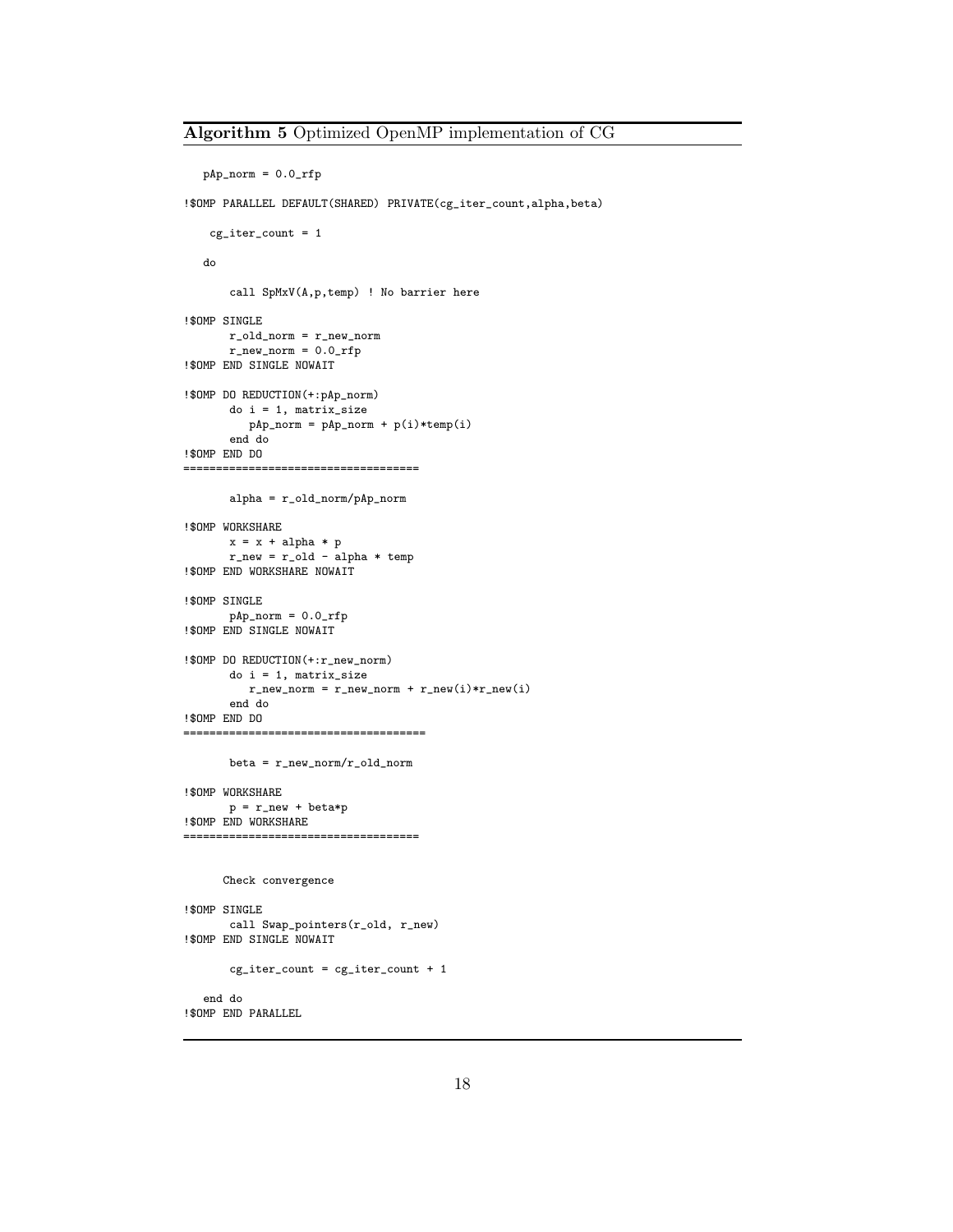**Algorithm 5** Optimized OpenMP implementation of CG

```
   pAp_norm = 0.0_rfp

!$OMP PARALLEL DEFAULT(SHARED) PRIVATE(cg_iter_count,alpha,beta)

    cg_iter_count = 1

   do

       call SpMxV(A,p,temp) ! No barrier here

!$OMP SINGLE
       r_old_norm = r_new_norm
       r_new_norm = 0.0_rfp
!$OMP END SINGLE NOWAIT

!$OMP DO REDUCTION(+:pAp_norm)
       do i = 1, matrix_size
          pAp_norm = pAp_norm + p(i)*temp(i)
       end do
!$OMP END DO
===================================

       alpha = r_old_norm/pAp_norm

!$OMP WORKSHARE
       x = x + alpha * p
       r_new = r_old - alpha * temp
!$OMP END WORKSHARE NOWAIT

!$OMP SINGLE
       pAp_norm = 0.0_rfp
!$OMP END SINGLE NOWAIT

!$OMP DO REDUCTION(+:r_new_norm)
       do i = 1, matrix_size
          r_new_norm = r_new_norm + r_new(i)*r_new(i)
       end do
!$OMP END DO
====================================

       beta = r_new_norm/r_old_norm

!$OMP WORKSHARE
       p = r_new + beta*p
!$OMP END WORKSHARE
===================================


      Check convergence

!$OMP SINGLE
       call Swap_pointers(r_old, r_new)
!$OMP END SINGLE NOWAIT

       cg_iter_count = cg_iter_count + 1

   end do
!$OMP END PARALLEL
```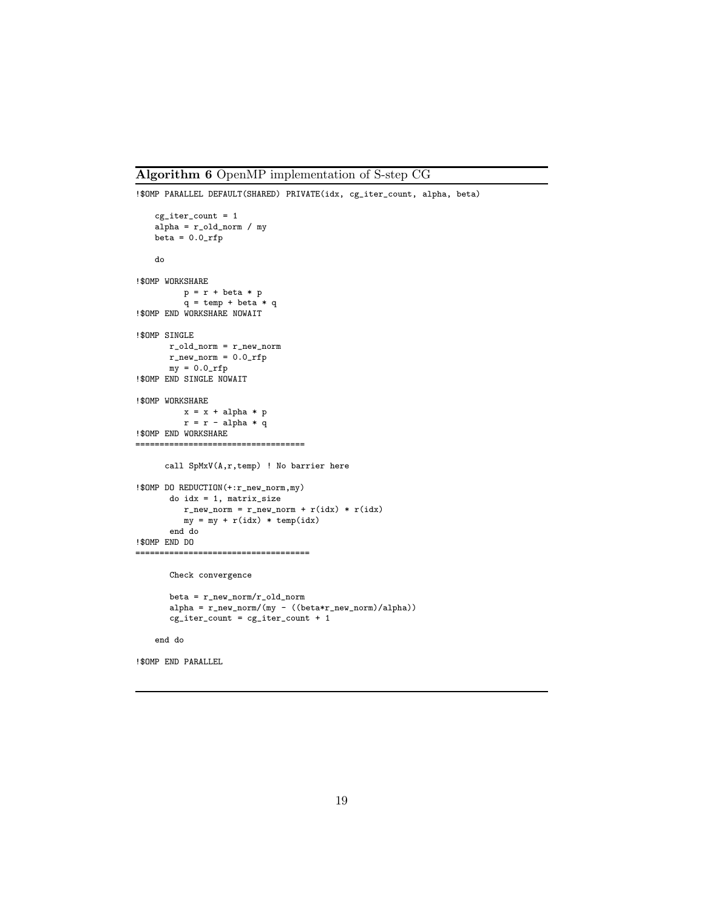**Algorithm 6** OpenMP implementation of S-step CG

```
!$OMP PARALLEL DEFAULT(SHARED) PRIVATE(idx, cg_iter_count, alpha, beta)

    cg_iter_count = 1
    alpha = r_old_norm / my
    beta = 0.0_rfp

    do

!$OMP WORKSHARE
          p = r + beta * p
          q = temp + beta * q
!$OMP END WORKSHARE NOWAIT

!$OMP SINGLE
       r_old_norm = r_new_norm
       r_new_norm = 0.0_rfp
       my = 0.0_rfp
!$OMP END SINGLE NOWAIT

!$OMP WORKSHARE
          x = x + alpha * p
          r = r - alpha * q
!$OMP END WORKSHARE
==================================

      call SpMxV(A,r,temp) ! No barrier here

!$OMP DO REDUCTION(+:r_new_norm,my)
       do idx = 1, matrix_size
          r_new_norm = r_new_norm + r(idx) * r(idx)
          my = my + r(idx) * temp(idx)
       end do
!$OMP END DO
===================================

       Check convergence

       beta = r_new_norm/r_old_norm
       alpha = r_new_norm/(my - ((beta*r_new_norm)/alpha))
       cg_iter_count = cg_iter_count + 1

    end do

!$OMP END PARALLEL
```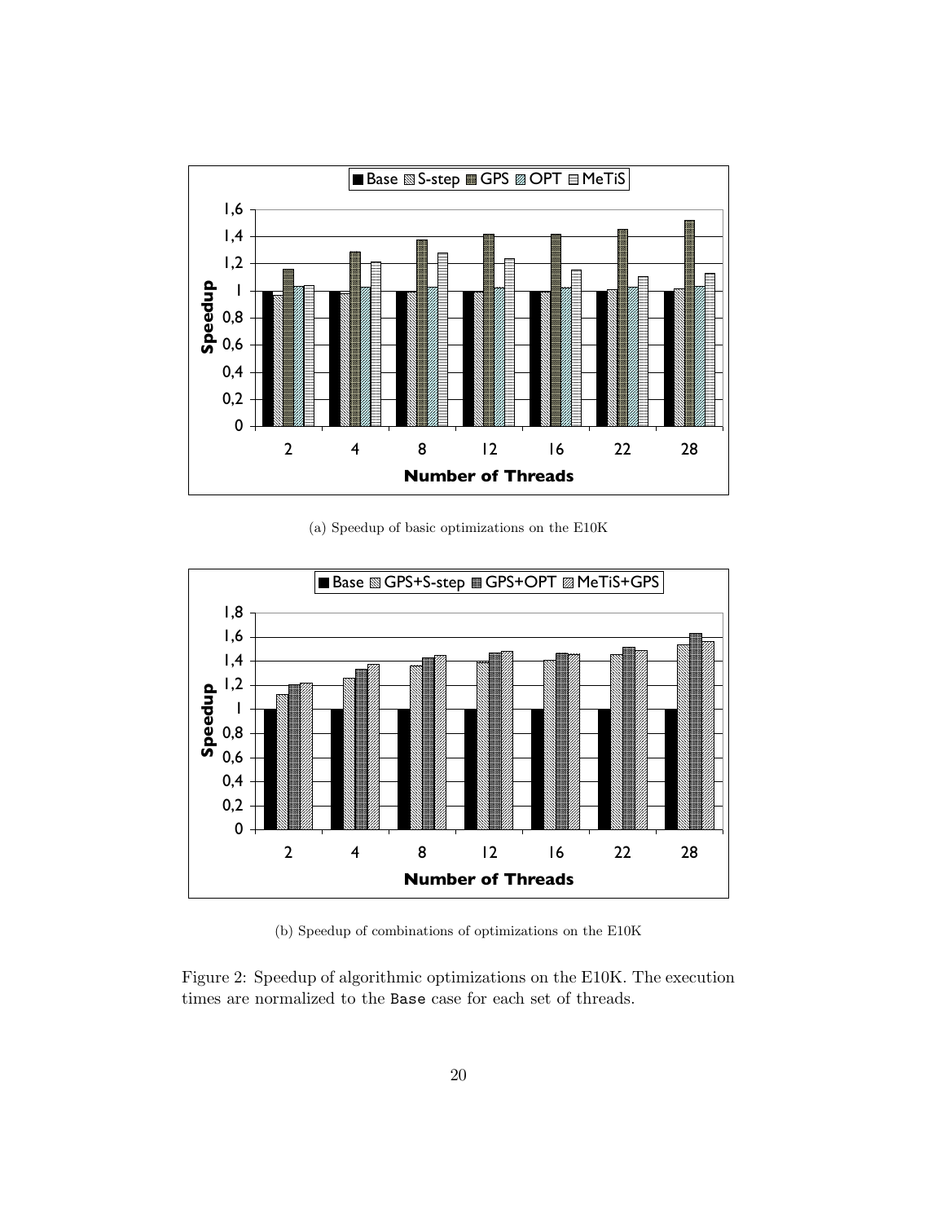(a) Speedup of basic optimizations on the E10K

(b) Speedup of combinations of optimizations on the E10K

Figure 2: Speedup of algorithmic optimizations on the E10K. The execution times are normalized to the Base case for each set of threads.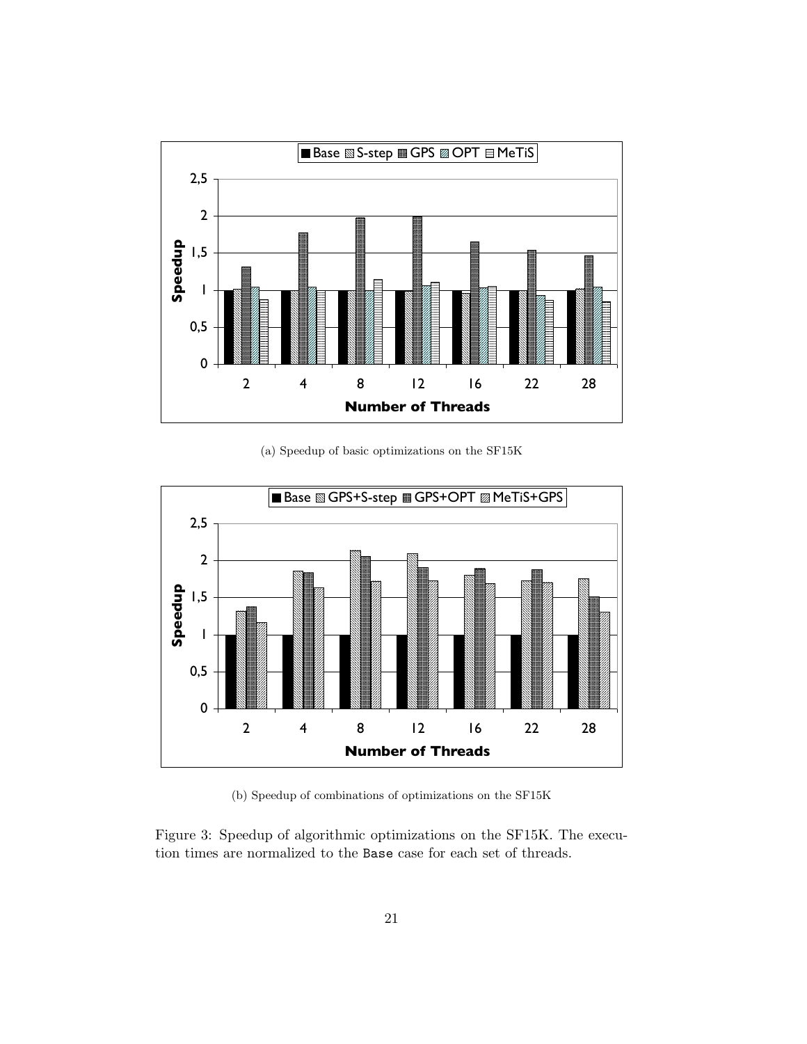(a) Speedup of basic optimizations on the SF15K

(b) Speedup of combinations of optimizations on the SF15K

Figure 3: Speedup of algorithmic optimizations on the SF15K. The execution times are normalized to the `Base` case for each set of threads.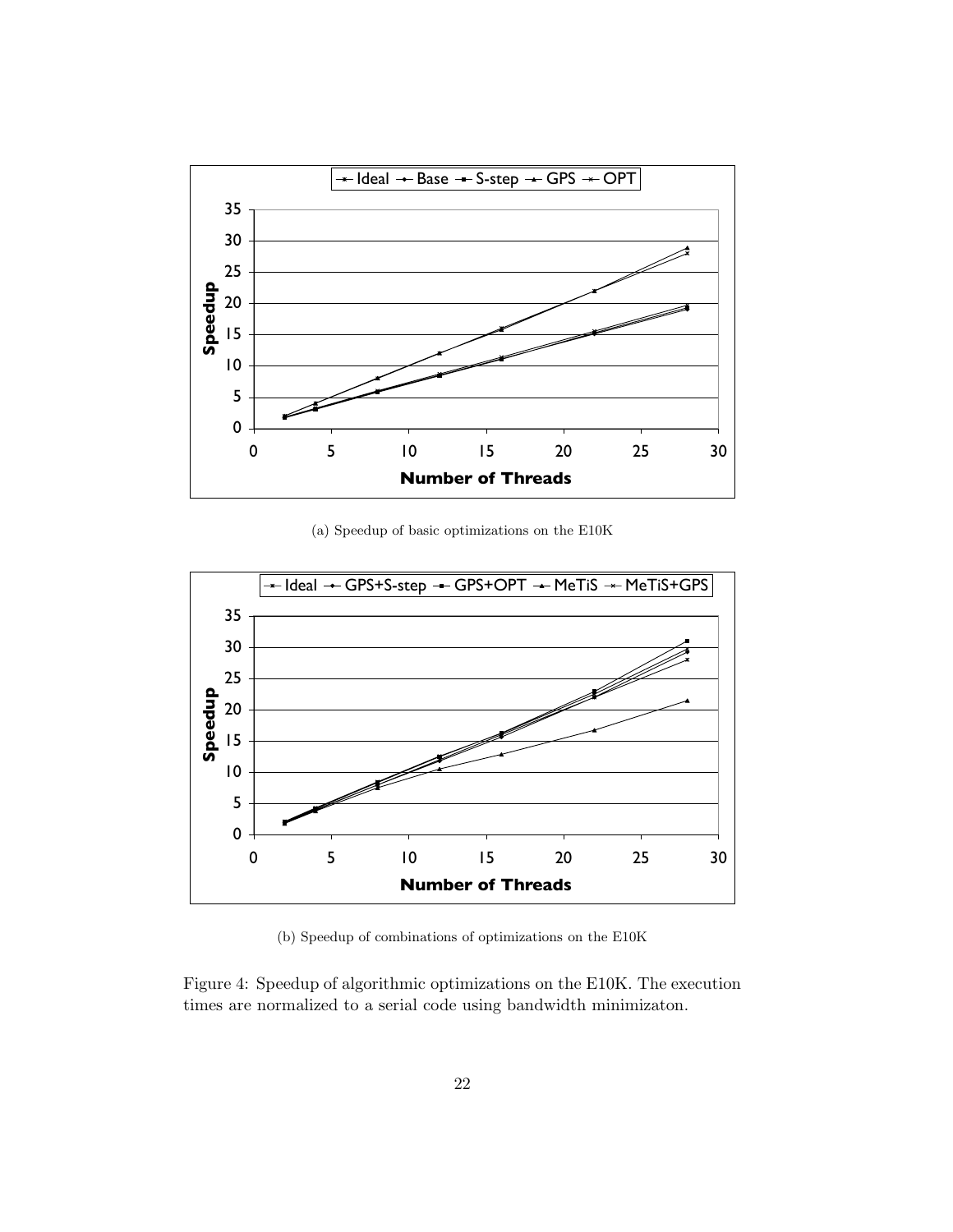(a) Speedup of basic optimizations on the E10K

(b) Speedup of combinations of optimizations on the E10K

Figure 4: Speedup of algorithmic optimizations on the E10K. The execution times are normalized to a serial code using bandwidth minimizaton.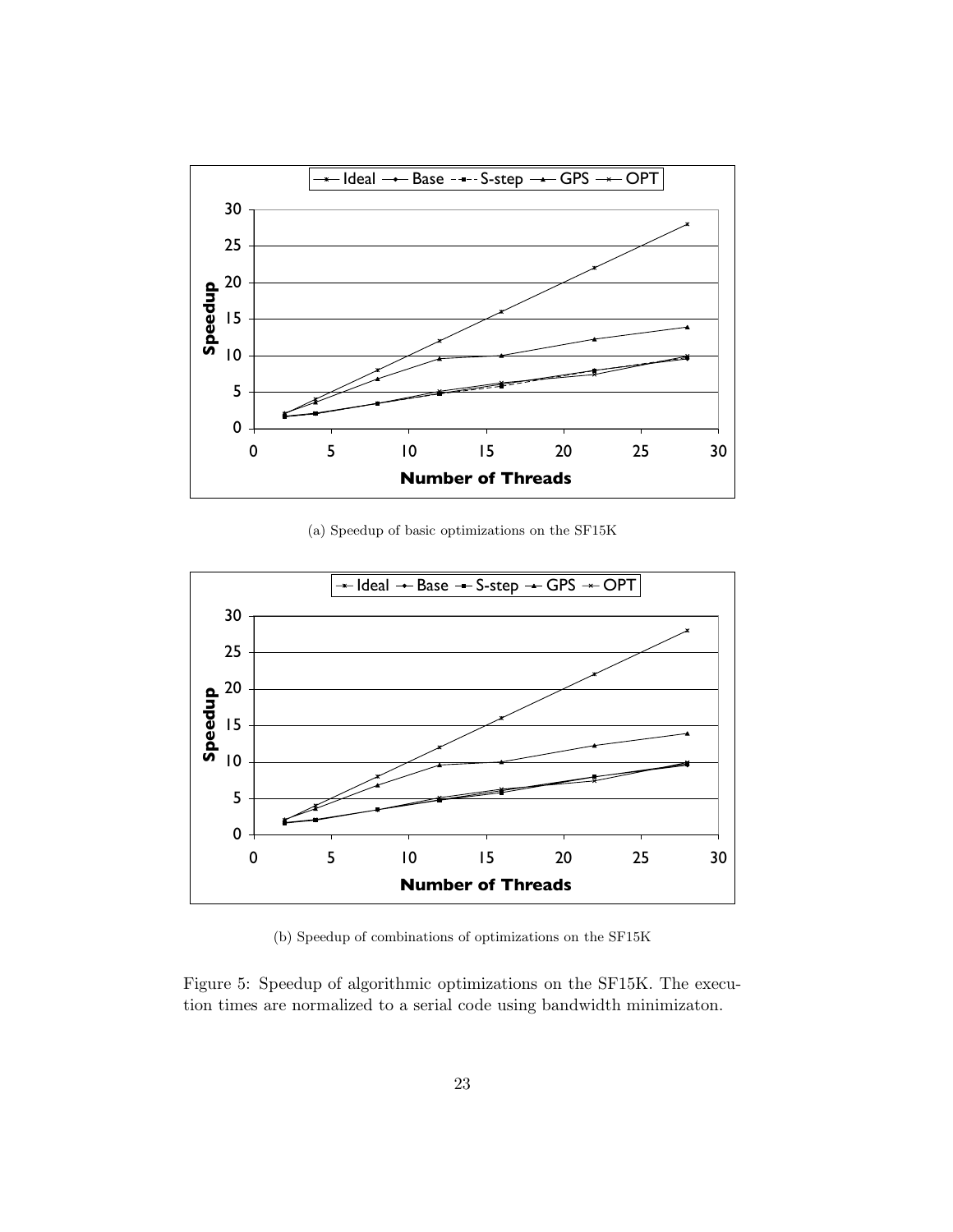(a) Speedup of basic optimizations on the SF15K

(b) Speedup of combinations of optimizations on the SF15K

Figure 5: Speedup of algorithmic optimizations on the SF15K. The execution times are normalized to a serial code using bandwidth minimizaton.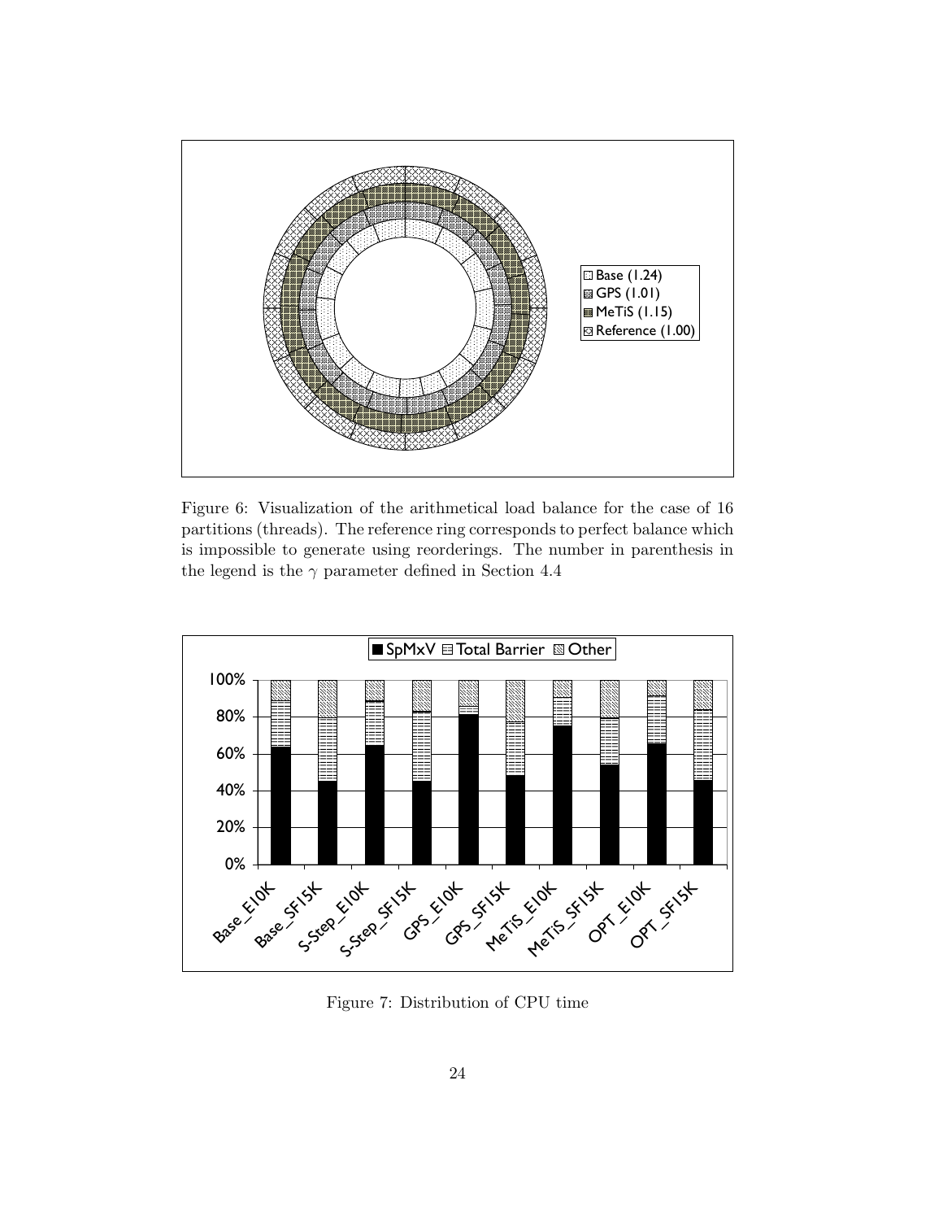Base (1.24)
GPS (1.01)
MeTiS (1.15)
Reference (1.00)

Figure 6: Visualization of the arithmetical load balance for the case of 16 partitions (threads). The reference ring corresponds to perfect balance which is impossible to generate using reorderings. The number in parenthesis in the legend is the $\gamma$ parameter defined in Section 4.4

SpMxV
Total Barrier
Other

100%
80%
60%
40%
20%
0%

Base_E10K
Base_SF15K
S-Step_E10K
S-Step_SF15K
GPS_E10K
GPS_SF15K
MeTiS_E10K
MeTiS_SF15K
OPT_E10K
OPT_SF15K

Figure 7: Distribution of CPU time